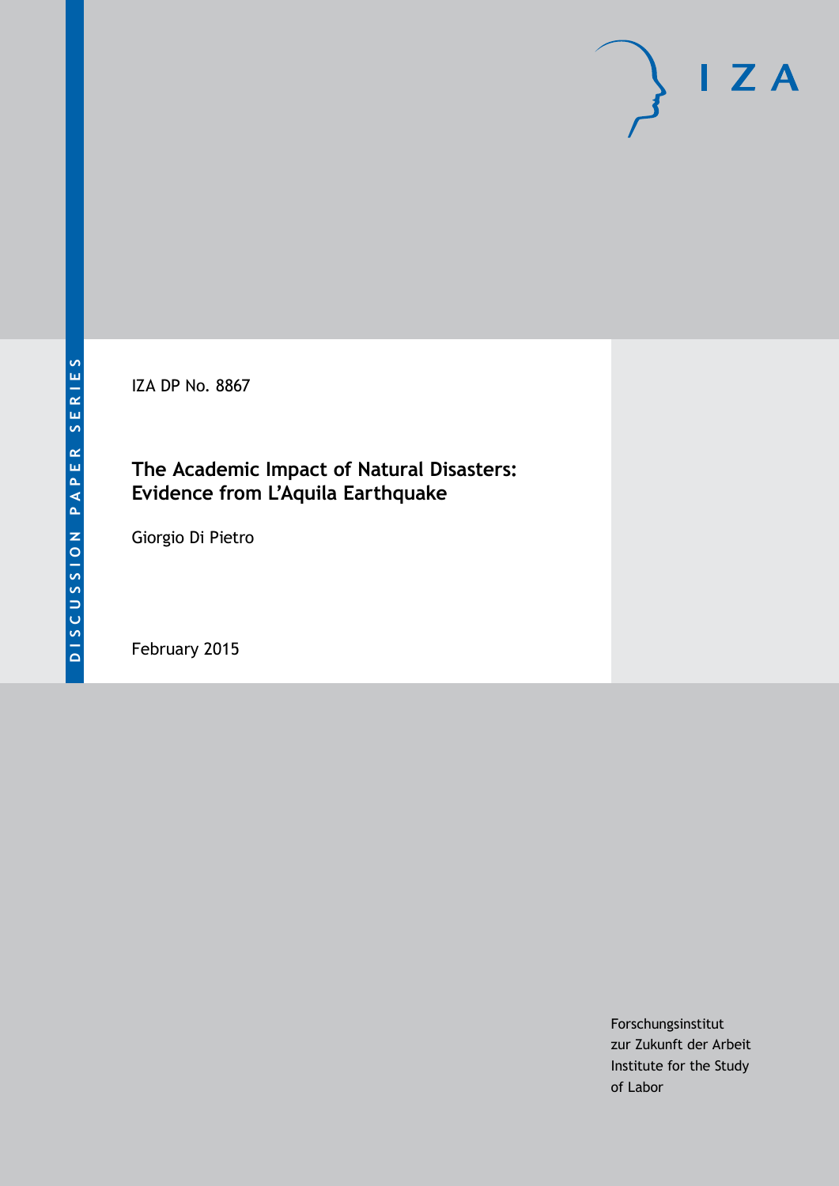DISCUSSION PAPER SERIES

IZA

IZA DP No. 8867

# The Academic Impact of Natural Disasters: Evidence from L'Aquila Earthquake

Giorgio Di Pietro

February 2015

Forschungsinstitut
zur Zukunft der Arbeit
Institute for the Study
of Labor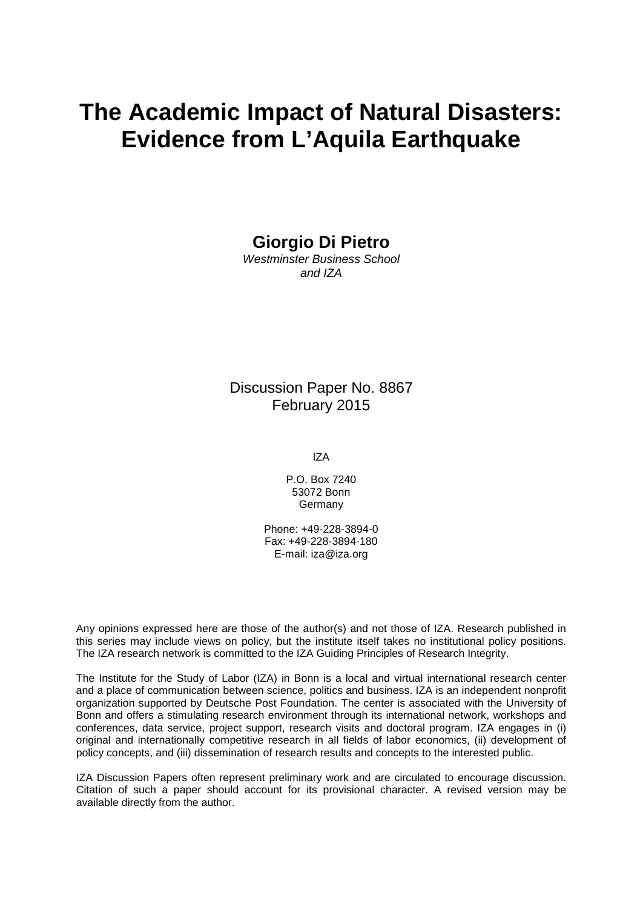# The Academic Impact of Natural Disasters: Evidence from L'Aquila Earthquake

**Giorgio Di Pietro**
*Westminster Business School*
*and IZA*

Discussion Paper No. 8867
February 2015

IZA

P.O. Box 7240
53072 Bonn
Germany

Phone: +49-228-3894-0
Fax: +49-228-3894-180
E-mail: iza@iza.org

Any opinions expressed here are those of the author(s) and not those of IZA. Research published in this series may include views on policy, but the institute itself takes no institutional policy positions. The IZA research network is committed to the IZA Guiding Principles of Research Integrity.

The Institute for the Study of Labor (IZA) in Bonn is a local and virtual international research center and a place of communication between science, politics and business. IZA is an independent nonprofit organization supported by Deutsche Post Foundation. The center is associated with the University of Bonn and offers a stimulating research environment through its international network, workshops and conferences, data service, project support, research visits and doctoral program. IZA engages in (i) original and internationally competitive research in all fields of labor economics, (ii) development of policy concepts, and (iii) dissemination of research results and concepts to the interested public.

IZA Discussion Papers often represent preliminary work and are circulated to encourage discussion. Citation of such a paper should account for its provisional character. A revised version may be available directly from the author.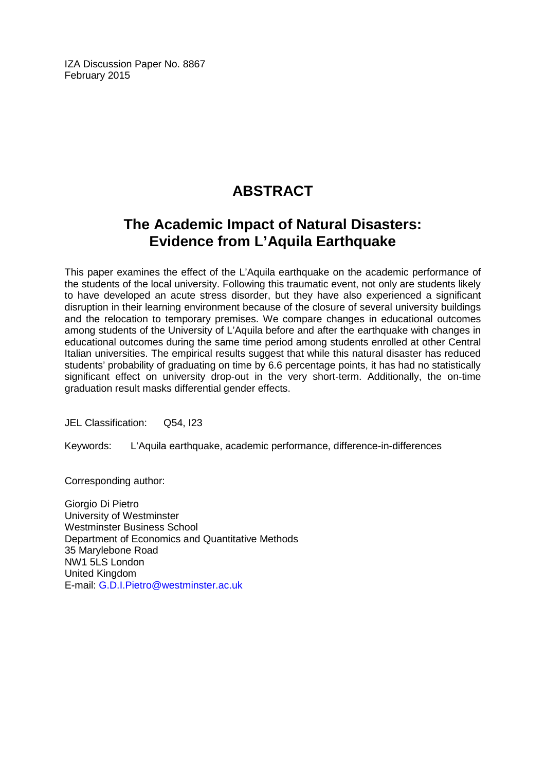IZA Discussion Paper No. 8867
February 2015

# ABSTRACT

## The Academic Impact of Natural Disasters: Evidence from L'Aquila Earthquake

This paper examines the effect of the L'Aquila earthquake on the academic performance of the students of the local university. Following this traumatic event, not only are students likely to have developed an acute stress disorder, but they have also experienced a significant disruption in their learning environment because of the closure of several university buildings and the relocation to temporary premises. We compare changes in educational outcomes among students of the University of L'Aquila before and after the earthquake with changes in educational outcomes during the same time period among students enrolled at other Central Italian universities. The empirical results suggest that while this natural disaster has reduced students' probability of graduating on time by 6.6 percentage points, it has had no statistically significant effect on university drop-out in the very short-term. Additionally, the on-time graduation result masks differential gender effects.

JEL Classification: Q54, I23

Keywords: L'Aquila earthquake, academic performance, difference-in-differences

Corresponding author:

Giorgio Di Pietro
University of Westminster
Westminster Business School
Department of Economics and Quantitative Methods
35 Marylebone Road
NW1 5LS London
United Kingdom
E-mail: G.D.I.Pietro@westminster.ac.uk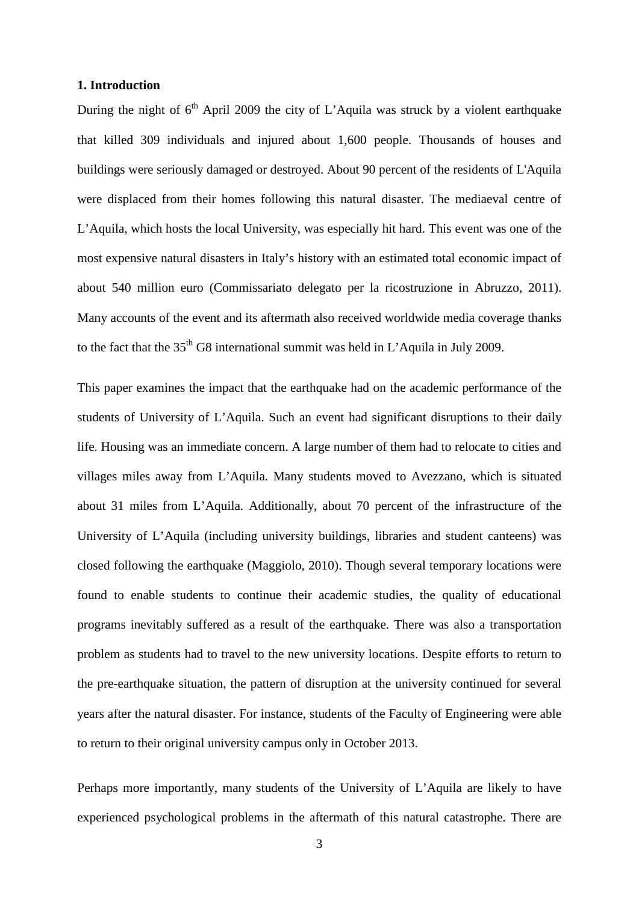**1. Introduction**

During the night of 6th April 2009 the city of L'Aquila was struck by a violent earthquake that killed 309 individuals and injured about 1,600 people. Thousands of houses and buildings were seriously damaged or destroyed. About 90 percent of the residents of L'Aquila were displaced from their homes following this natural disaster. The mediaeval centre of L'Aquila, which hosts the local University, was especially hit hard. This event was one of the most expensive natural disasters in Italy's history with an estimated total economic impact of about 540 million euro (Commissariato delegato per la ricostruzione in Abruzzo, 2011). Many accounts of the event and its aftermath also received worldwide media coverage thanks to the fact that the 35th G8 international summit was held in L'Aquila in July 2009.

This paper examines the impact that the earthquake had on the academic performance of the students of University of L'Aquila. Such an event had significant disruptions to their daily life. Housing was an immediate concern. A large number of them had to relocate to cities and villages miles away from L'Aquila. Many students moved to Avezzano, which is situated about 31 miles from L'Aquila. Additionally, about 70 percent of the infrastructure of the University of L'Aquila (including university buildings, libraries and student canteens) was closed following the earthquake (Maggiolo, 2010). Though several temporary locations were found to enable students to continue their academic studies, the quality of educational programs inevitably suffered as a result of the earthquake. There was also a transportation problem as students had to travel to the new university locations. Despite efforts to return to the pre-earthquake situation, the pattern of disruption at the university continued for several years after the natural disaster. For instance, students of the Faculty of Engineering were able to return to their original university campus only in October 2013.

Perhaps more importantly, many students of the University of L'Aquila are likely to have experienced psychological problems in the aftermath of this natural catastrophe. There are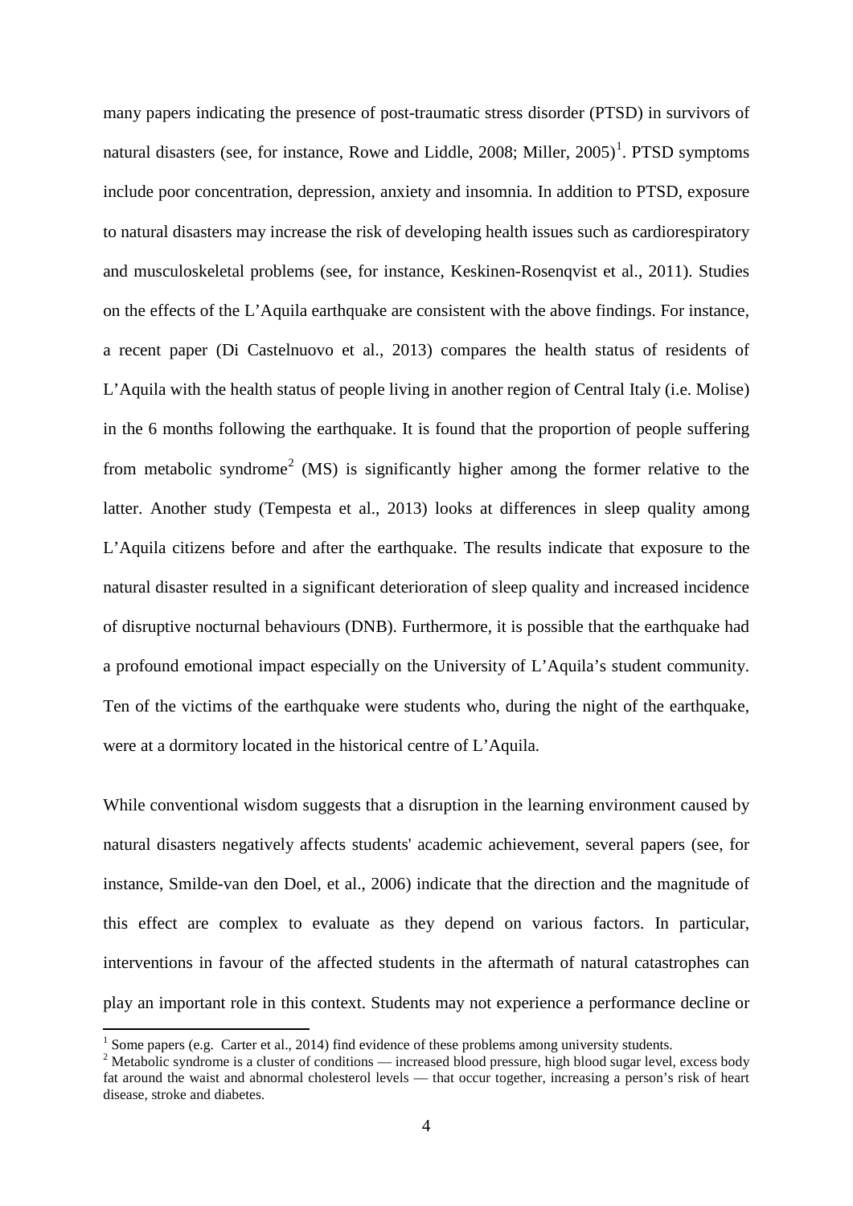many papers indicating the presence of post-traumatic stress disorder (PTSD) in survivors of natural disasters (see, for instance, Rowe and Liddle, 2008; Miller, 2005)[1]. PTSD symptoms include poor concentration, depression, anxiety and insomnia. In addition to PTSD, exposure to natural disasters may increase the risk of developing health issues such as cardiorespiratory and musculoskeletal problems (see, for instance, Keskinen-Rosenqvist et al., 2011). Studies on the effects of the L'Aquila earthquake are consistent with the above findings. For instance, a recent paper (Di Castelnuovo et al., 2013) compares the health status of residents of L'Aquila with the health status of people living in another region of Central Italy (i.e. Molise) in the 6 months following the earthquake. It is found that the proportion of people suffering from metabolic syndrome[2] (MS) is significantly higher among the former relative to the latter. Another study (Tempesta et al., 2013) looks at differences in sleep quality among L'Aquila citizens before and after the earthquake. The results indicate that exposure to the natural disaster resulted in a significant deterioration of sleep quality and increased incidence of disruptive nocturnal behaviours (DNB). Furthermore, it is possible that the earthquake had a profound emotional impact especially on the University of L'Aquila's student community. Ten of the victims of the earthquake were students who, during the night of the earthquake, were at a dormitory located in the historical centre of L'Aquila.

While conventional wisdom suggests that a disruption in the learning environment caused by natural disasters negatively affects students' academic achievement, several papers (see, for instance, Smilde-van den Doel, et al., 2006) indicate that the direction and the magnitude of this effect are complex to evaluate as they depend on various factors. In particular, interventions in favour of the affected students in the aftermath of natural catastrophes can play an important role in this context. Students may not experience a performance decline or

[1] Some papers (e.g. Carter et al., 2014) find evidence of these problems among university students.

[2] Metabolic syndrome is a cluster of conditions — increased blood pressure, high blood sugar level, excess body fat around the waist and abnormal cholesterol levels — that occur together, increasing a person's risk of heart disease, stroke and diabetes.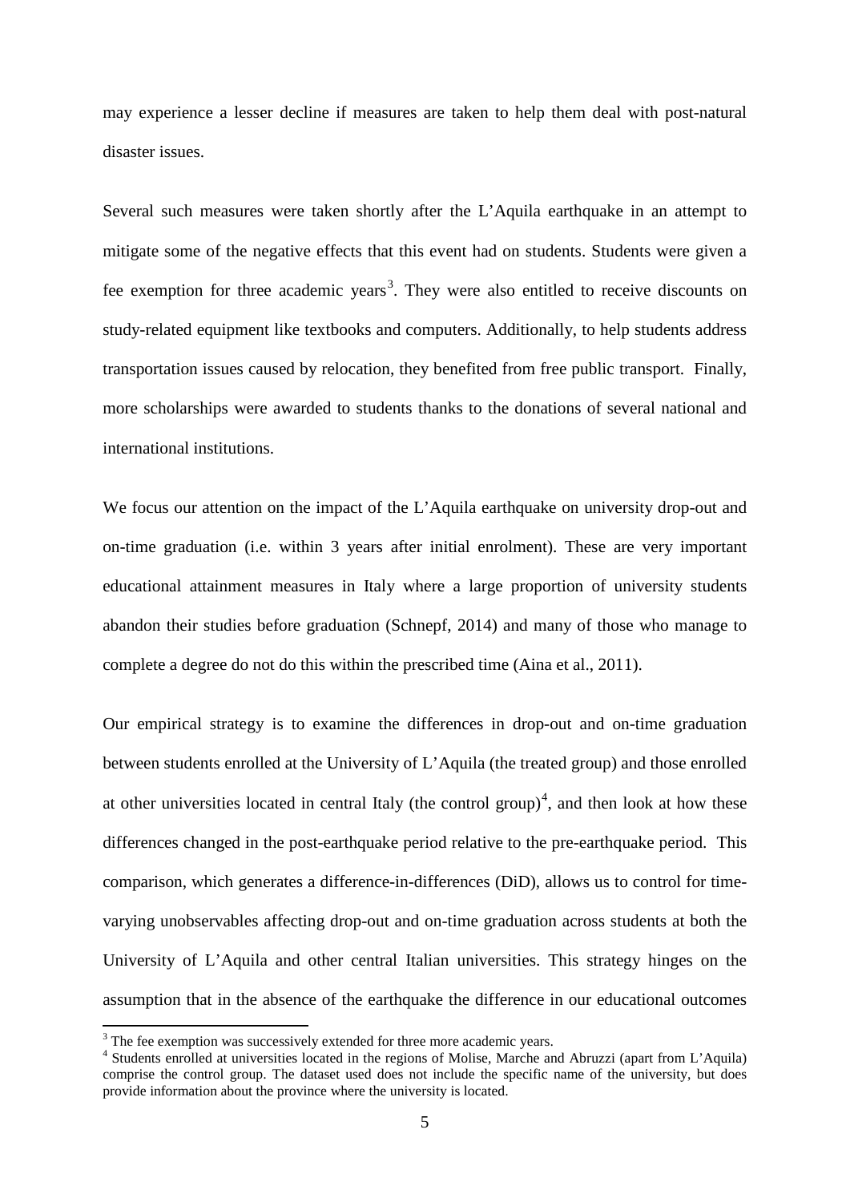may experience a lesser decline if measures are taken to help them deal with post-natural disaster issues.

Several such measures were taken shortly after the L'Aquila earthquake in an attempt to mitigate some of the negative effects that this event had on students. Students were given a fee exemption for three academic years[3]. They were also entitled to receive discounts on study-related equipment like textbooks and computers. Additionally, to help students address transportation issues caused by relocation, they benefited from free public transport. Finally, more scholarships were awarded to students thanks to the donations of several national and international institutions.

We focus our attention on the impact of the L'Aquila earthquake on university drop-out and on-time graduation (i.e. within 3 years after initial enrolment). These are very important educational attainment measures in Italy where a large proportion of university students abandon their studies before graduation (Schnepf, 2014) and many of those who manage to complete a degree do not do this within the prescribed time (Aina et al., 2011).

Our empirical strategy is to examine the differences in drop-out and on-time graduation between students enrolled at the University of L'Aquila (the treated group) and those enrolled at other universities located in central Italy (the control group)[4], and then look at how these differences changed in the post-earthquake period relative to the pre-earthquake period. This comparison, which generates a difference-in-differences (DiD), allows us to control for time-varying unobservables affecting drop-out and on-time graduation across students at both the University of L'Aquila and other central Italian universities. This strategy hinges on the assumption that in the absence of the earthquake the difference in our educational outcomes

[3] The fee exemption was successively extended for three more academic years.

[4] Students enrolled at universities located in the regions of Molise, Marche and Abruzzi (apart from L'Aquila) comprise the control group. The dataset used does not include the specific name of the university, but does provide information about the province where the university is located.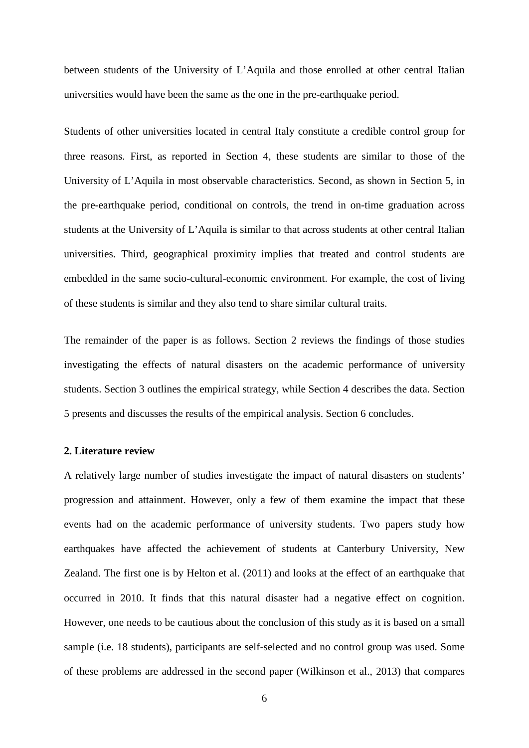between students of the University of L'Aquila and those enrolled at other central Italian universities would have been the same as the one in the pre-earthquake period.

Students of other universities located in central Italy constitute a credible control group for three reasons. First, as reported in Section 4, these students are similar to those of the University of L'Aquila in most observable characteristics. Second, as shown in Section 5, in the pre-earthquake period, conditional on controls, the trend in on-time graduation across students at the University of L'Aquila is similar to that across students at other central Italian universities. Third, geographical proximity implies that treated and control students are embedded in the same socio-cultural-economic environment. For example, the cost of living of these students is similar and they also tend to share similar cultural traits.

The remainder of the paper is as follows. Section 2 reviews the findings of those studies investigating the effects of natural disasters on the academic performance of university students. Section 3 outlines the empirical strategy, while Section 4 describes the data. Section 5 presents and discusses the results of the empirical analysis. Section 6 concludes.

## 2. Literature review

A relatively large number of studies investigate the impact of natural disasters on students' progression and attainment. However, only a few of them examine the impact that these events had on the academic performance of university students. Two papers study how earthquakes have affected the achievement of students at Canterbury University, New Zealand. The first one is by Helton et al. (2011) and looks at the effect of an earthquake that occurred in 2010. It finds that this natural disaster had a negative effect on cognition. However, one needs to be cautious about the conclusion of this study as it is based on a small sample (i.e. 18 students), participants are self-selected and no control group was used. Some of these problems are addressed in the second paper (Wilkinson et al., 2013) that compares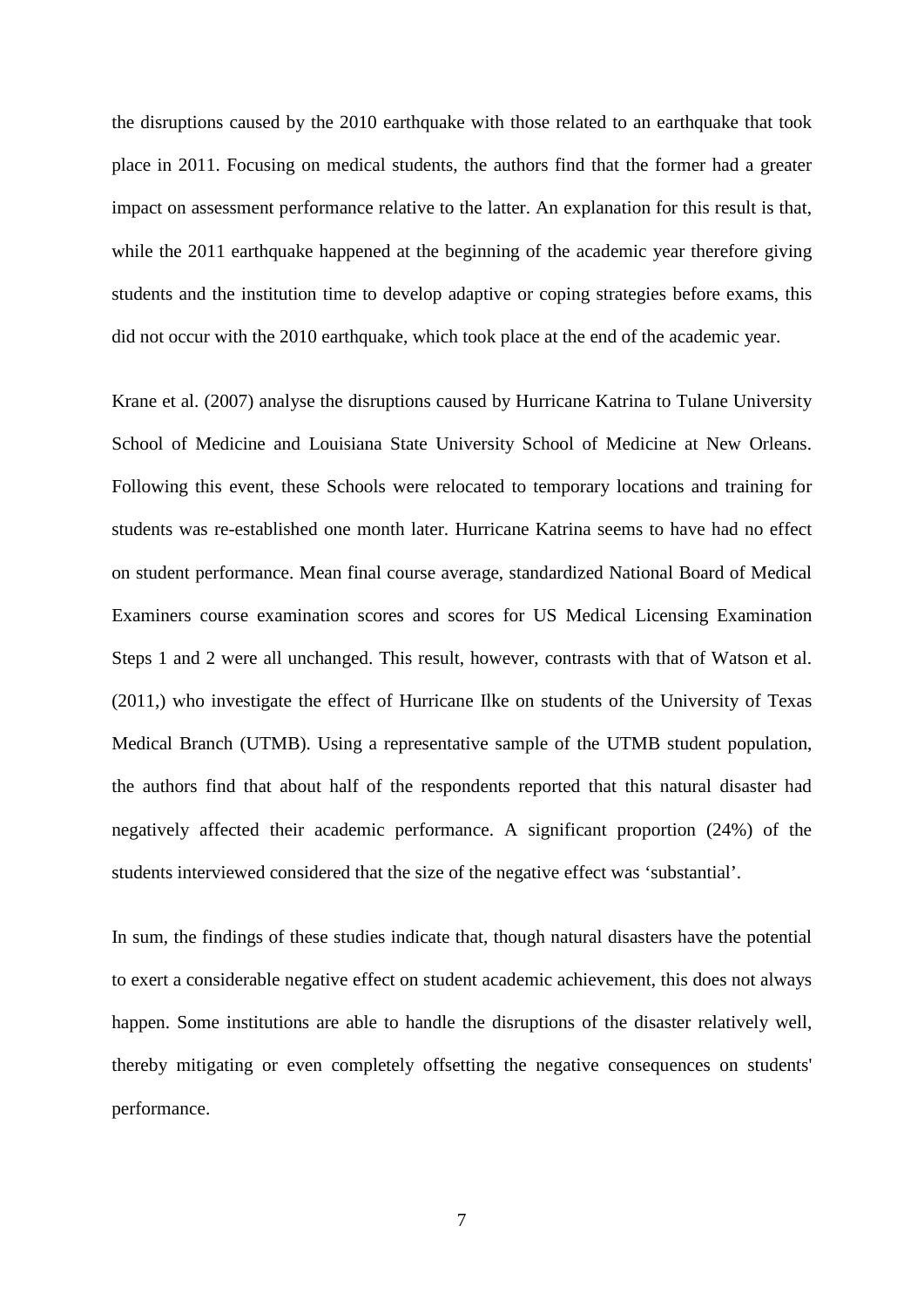the disruptions caused by the 2010 earthquake with those related to an earthquake that took place in 2011. Focusing on medical students, the authors find that the former had a greater impact on assessment performance relative to the latter. An explanation for this result is that, while the 2011 earthquake happened at the beginning of the academic year therefore giving students and the institution time to develop adaptive or coping strategies before exams, this did not occur with the 2010 earthquake, which took place at the end of the academic year.

Krane et al. (2007) analyse the disruptions caused by Hurricane Katrina to Tulane University School of Medicine and Louisiana State University School of Medicine at New Orleans. Following this event, these Schools were relocated to temporary locations and training for students was re-established one month later. Hurricane Katrina seems to have had no effect on student performance. Mean final course average, standardized National Board of Medical Examiners course examination scores and scores for US Medical Licensing Examination Steps 1 and 2 were all unchanged. This result, however, contrasts with that of Watson et al. (2011,) who investigate the effect of Hurricane Ilke on students of the University of Texas Medical Branch (UTMB). Using a representative sample of the UTMB student population, the authors find that about half of the respondents reported that this natural disaster had negatively affected their academic performance. A significant proportion (24%) of the students interviewed considered that the size of the negative effect was 'substantial'.

In sum, the findings of these studies indicate that, though natural disasters have the potential to exert a considerable negative effect on student academic achievement, this does not always happen. Some institutions are able to handle the disruptions of the disaster relatively well, thereby mitigating or even completely offsetting the negative consequences on students' performance.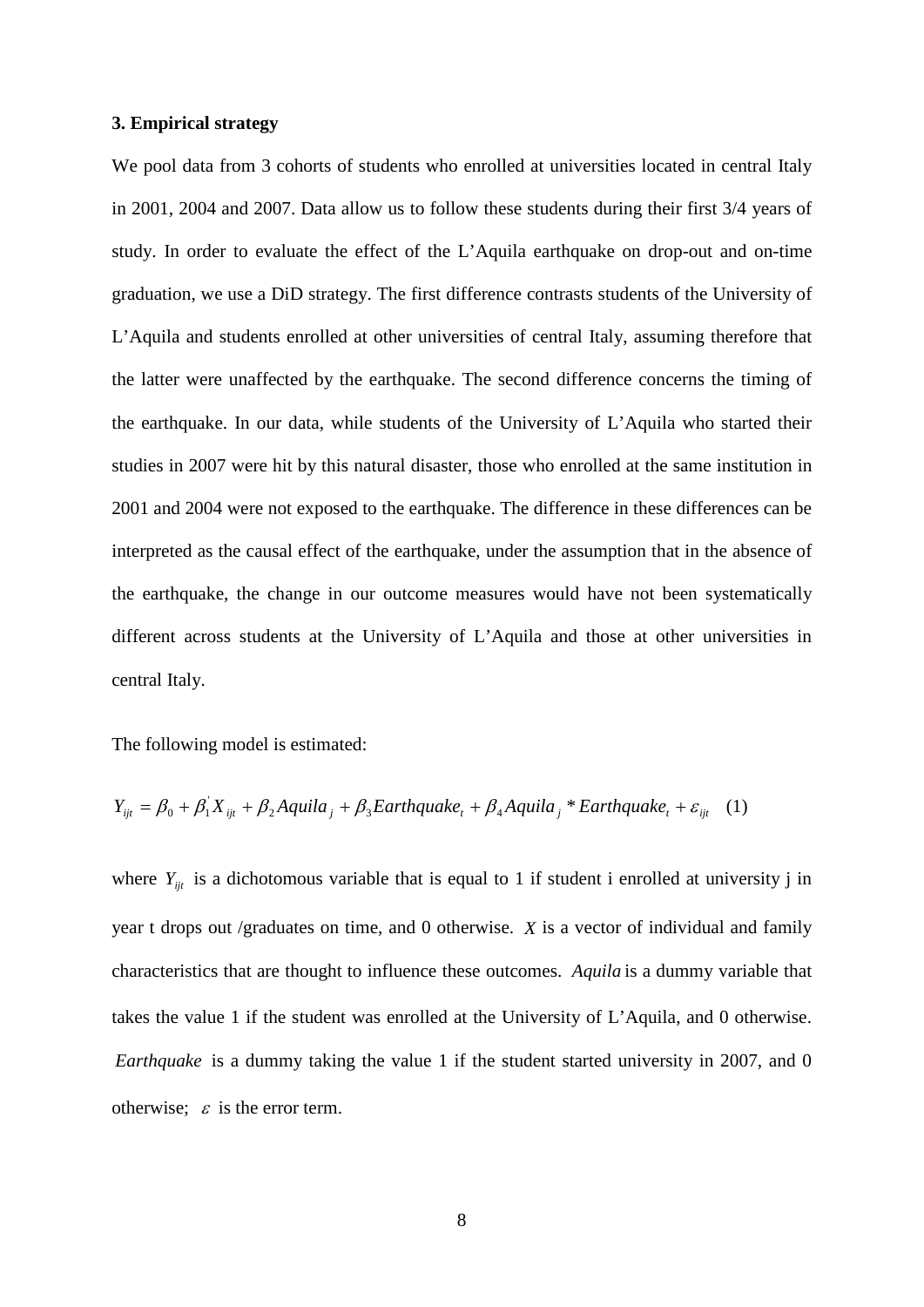### 3. Empirical strategy

We pool data from 3 cohorts of students who enrolled at universities located in central Italy in 2001, 2004 and 2007. Data allow us to follow these students during their first 3/4 years of study. In order to evaluate the effect of the L'Aquila earthquake on drop-out and on-time graduation, we use a DiD strategy. The first difference contrasts students of the University of L'Aquila and students enrolled at other universities of central Italy, assuming therefore that the latter were unaffected by the earthquake. The second difference concerns the timing of the earthquake. In our data, while students of the University of L'Aquila who started their studies in 2007 were hit by this natural disaster, those who enrolled at the same institution in 2001 and 2004 were not exposed to the earthquake. The difference in these differences can be interpreted as the causal effect of the earthquake, under the assumption that in the absence of the earthquake, the change in our outcome measures would have not been systematically different across students at the University of L'Aquila and those at other universities in central Italy.

The following model is estimated:

$$Y_{ijt} = \beta_0 + \beta_1^{'} X_{ijt} + \beta_2 Aquila_j + \beta_3 Earthquake_t + \beta_4 Aquila_j * Earthquake_t + \varepsilon_{ijt} \quad (1)$$

where $Y_{ijt}$ is a dichotomous variable that is equal to 1 if student i enrolled at university j in year t drops out /graduates on time, and 0 otherwise. $X$ is a vector of individual and family characteristics that are thought to influence these outcomes. $Aquila$ is a dummy variable that takes the value 1 if the student was enrolled at the University of L'Aquila, and 0 otherwise. $Earthquake$ is a dummy taking the value 1 if the student started university in 2007, and 0 otherwise; $\varepsilon$ is the error term.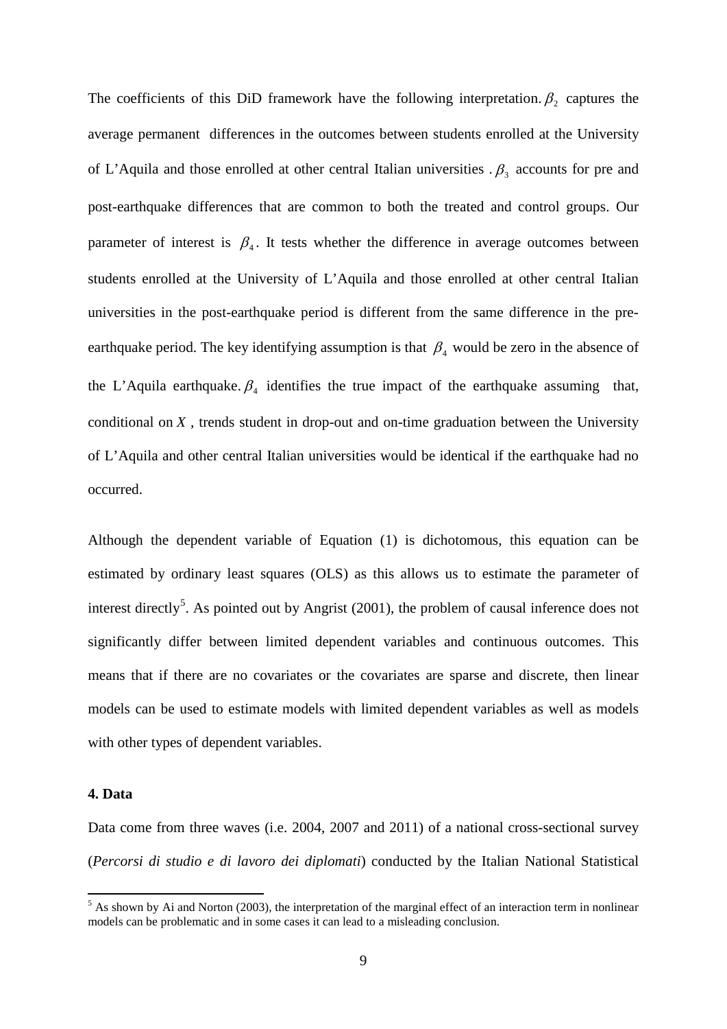The coefficients of this DiD framework have the following interpretation. $\beta_2$ captures the average permanent differences in the outcomes between students enrolled at the University of L'Aquila and those enrolled at other central Italian universities . $\beta_3$ accounts for pre and post-earthquake differences that are common to both the treated and control groups. Our parameter of interest is $\beta_4$. It tests whether the difference in average outcomes between students enrolled at the University of L'Aquila and those enrolled at other central Italian universities in the post-earthquake period is different from the same difference in the pre-earthquake period. The key identifying assumption is that $\beta_4$ would be zero in the absence of the L'Aquila earthquake. $\beta_4$ identifies the true impact of the earthquake assuming that, conditional on $X$ , trends student in drop-out and on-time graduation between the University of L'Aquila and other central Italian universities would be identical if the earthquake had no occurred.

Although the dependent variable of Equation (1) is dichotomous, this equation can be estimated by ordinary least squares (OLS) as this allows us to estimate the parameter of interest directly[5]. As pointed out by Angrist (2001), the problem of causal inference does not significantly differ between limited dependent variables and continuous outcomes. This means that if there are no covariates or the covariates are sparse and discrete, then linear models can be used to estimate models with limited dependent variables as well as models with other types of dependent variables.

## 4. Data

Data come from three waves (i.e. 2004, 2007 and 2011) of a national cross-sectional survey (*Percorsi di studio e di lavoro dei diplomati*) conducted by the Italian National Statistical

[5] As shown by Ai and Norton (2003), the interpretation of the marginal effect of an interaction term in nonlinear models can be problematic and in some cases it can lead to a misleading conclusion.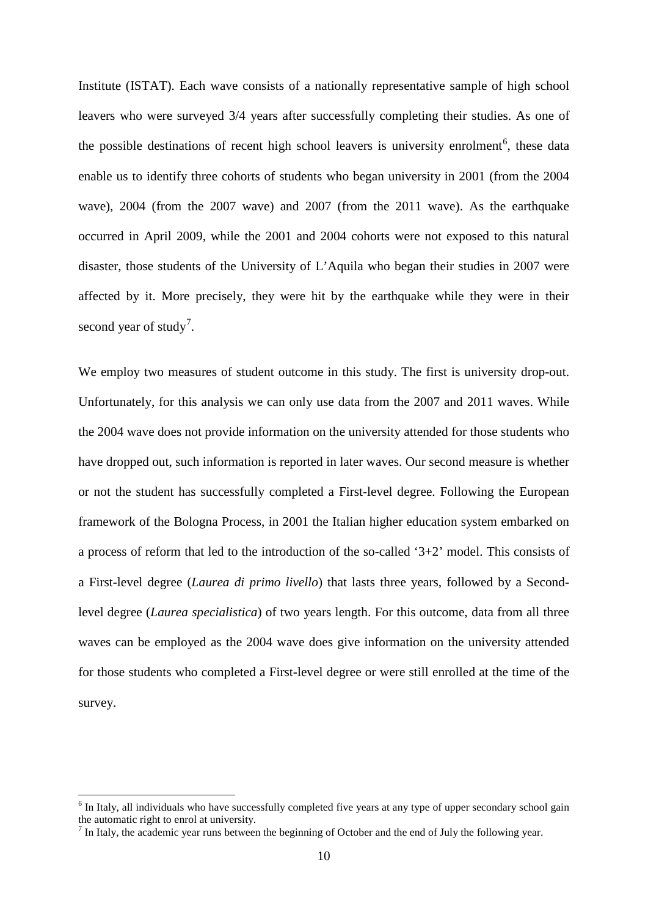Institute (ISTAT). Each wave consists of a nationally representative sample of high school leavers who were surveyed 3/4 years after successfully completing their studies. As one of the possible destinations of recent high school leavers is university enrolment[6], these data enable us to identify three cohorts of students who began university in 2001 (from the 2004 wave), 2004 (from the 2007 wave) and 2007 (from the 2011 wave). As the earthquake occurred in April 2009, while the 2001 and 2004 cohorts were not exposed to this natural disaster, those students of the University of L'Aquila who began their studies in 2007 were affected by it. More precisely, they were hit by the earthquake while they were in their second year of study[7].

We employ two measures of student outcome in this study. The first is university drop-out. Unfortunately, for this analysis we can only use data from the 2007 and 2011 waves. While the 2004 wave does not provide information on the university attended for those students who have dropped out, such information is reported in later waves. Our second measure is whether or not the student has successfully completed a First-level degree. Following the European framework of the Bologna Process, in 2001 the Italian higher education system embarked on a process of reform that led to the introduction of the so-called '3+2' model. This consists of a First-level degree (*Laurea di primo livello*) that lasts three years, followed by a Second-level degree (*Laurea specialistica*) of two years length. For this outcome, data from all three waves can be employed as the 2004 wave does give information on the university attended for those students who completed a First-level degree or were still enrolled at the time of the survey.

[6] In Italy, all individuals who have successfully completed five years at any type of upper secondary school gain the automatic right to enrol at university.

[7] In Italy, the academic year runs between the beginning of October and the end of July the following year.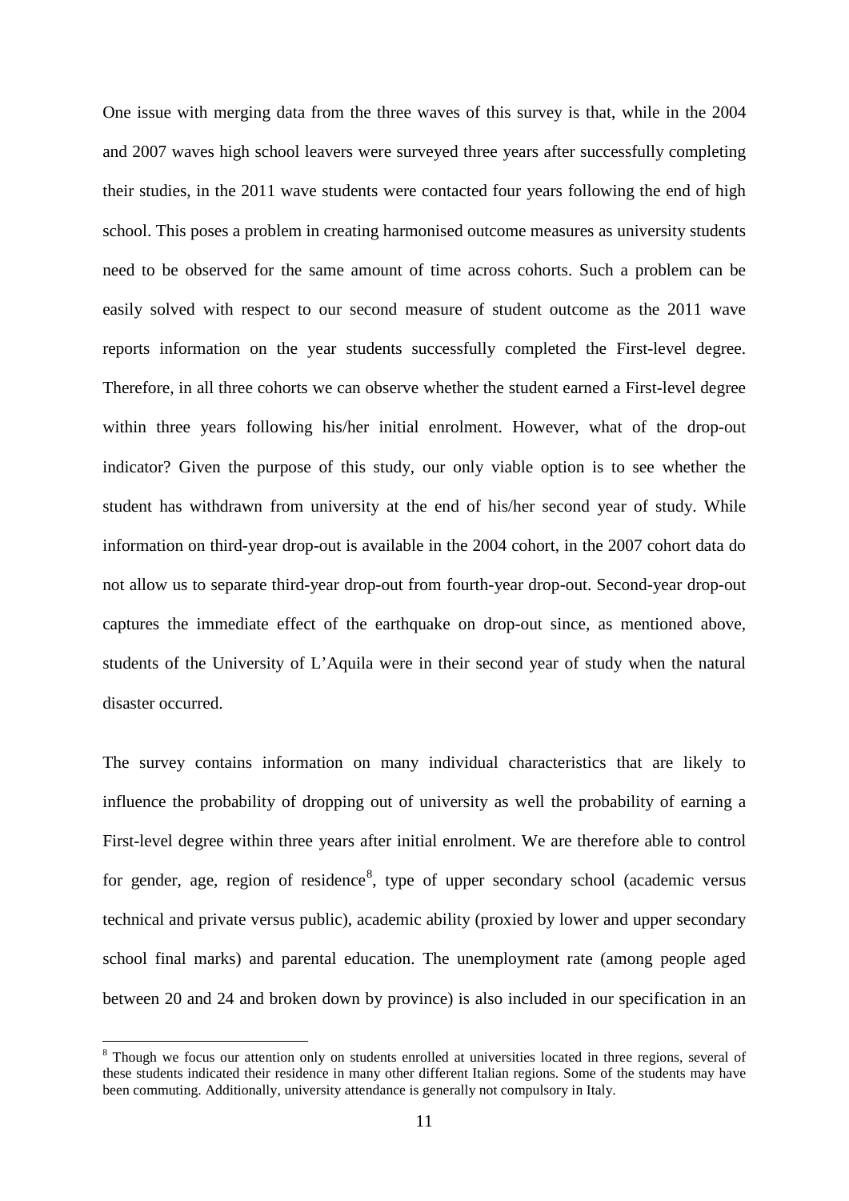One issue with merging data from the three waves of this survey is that, while in the 2004 and 2007 waves high school leavers were surveyed three years after successfully completing their studies, in the 2011 wave students were contacted four years following the end of high school. This poses a problem in creating harmonised outcome measures as university students need to be observed for the same amount of time across cohorts. Such a problem can be easily solved with respect to our second measure of student outcome as the 2011 wave reports information on the year students successfully completed the First-level degree. Therefore, in all three cohorts we can observe whether the student earned a First-level degree within three years following his/her initial enrolment. However, what of the drop-out indicator? Given the purpose of this study, our only viable option is to see whether the student has withdrawn from university at the end of his/her second year of study. While information on third-year drop-out is available in the 2004 cohort, in the 2007 cohort data do not allow us to separate third-year drop-out from fourth-year drop-out. Second-year drop-out captures the immediate effect of the earthquake on drop-out since, as mentioned above, students of the University of L'Aquila were in their second year of study when the natural disaster occurred.

The survey contains information on many individual characteristics that are likely to influence the probability of dropping out of university as well the probability of earning a First-level degree within three years after initial enrolment. We are therefore able to control for gender, age, region of residence[8], type of upper secondary school (academic versus technical and private versus public), academic ability (proxied by lower and upper secondary school final marks) and parental education. The unemployment rate (among people aged between 20 and 24 and broken down by province) is also included in our specification in an

[8] Though we focus our attention only on students enrolled at universities located in three regions, several of these students indicated their residence in many other different Italian regions. Some of the students may have been commuting. Additionally, university attendance is generally not compulsory in Italy.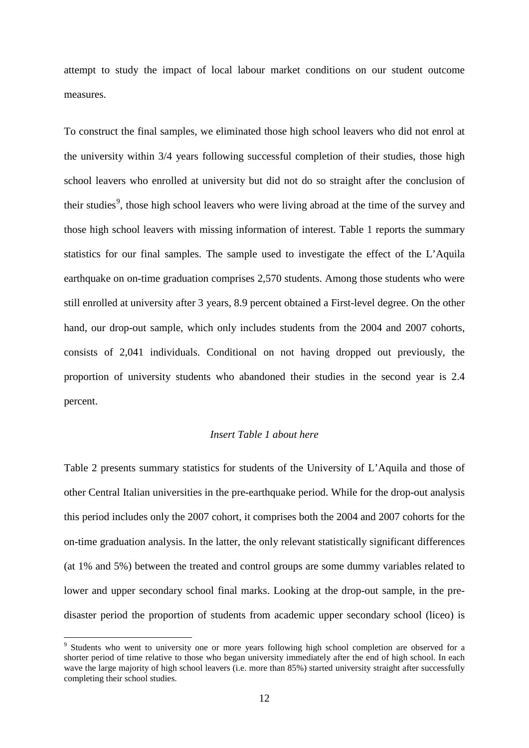attempt to study the impact of local labour market conditions on our student outcome measures.

To construct the final samples, we eliminated those high school leavers who did not enrol at the university within 3/4 years following successful completion of their studies, those high school leavers who enrolled at university but did not do so straight after the conclusion of their studies[9], those high school leavers who were living abroad at the time of the survey and those high school leavers with missing information of interest. Table 1 reports the summary statistics for our final samples. The sample used to investigate the effect of the L'Aquila earthquake on on-time graduation comprises 2,570 students. Among those students who were still enrolled at university after 3 years, 8.9 percent obtained a First-level degree. On the other hand, our drop-out sample, which only includes students from the 2004 and 2007 cohorts, consists of 2,041 individuals. Conditional on not having dropped out previously, the proportion of university students who abandoned their studies in the second year is 2.4 percent.

*Insert Table 1 about here*

Table 2 presents summary statistics for students of the University of L'Aquila and those of other Central Italian universities in the pre-earthquake period. While for the drop-out analysis this period includes only the 2007 cohort, it comprises both the 2004 and 2007 cohorts for the on-time graduation analysis. In the latter, the only relevant statistically significant differences (at 1% and 5%) between the treated and control groups are some dummy variables related to lower and upper secondary school final marks. Looking at the drop-out sample, in the pre-disaster period the proportion of students from academic upper secondary school (liceo) is

[9] Students who went to university one or more years following high school completion are observed for a shorter period of time relative to those who began university immediately after the end of high school. In each wave the large majority of high school leavers (i.e. more than 85%) started university straight after successfully completing their school studies.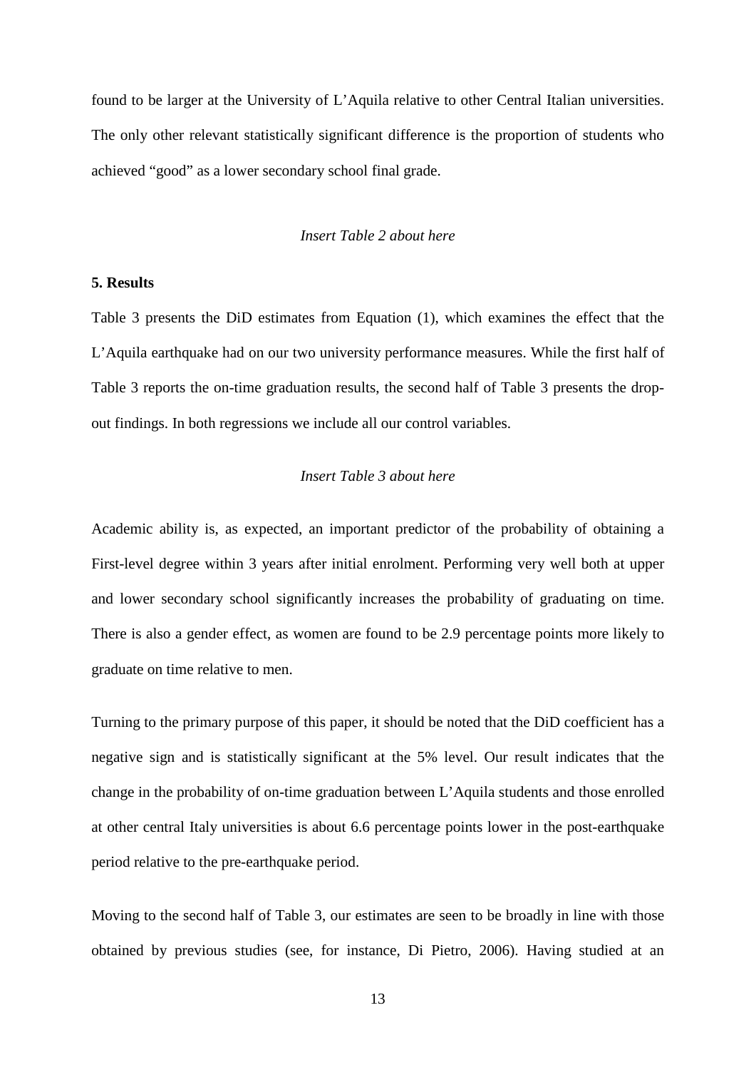found to be larger at the University of L'Aquila relative to other Central Italian universities. The only other relevant statistically significant difference is the proportion of students who achieved "good" as a lower secondary school final grade.

*Insert Table 2 about here*

**5. Results**

Table 3 presents the DiD estimates from Equation (1), which examines the effect that the L'Aquila earthquake had on our two university performance measures. While the first half of Table 3 reports the on-time graduation results, the second half of Table 3 presents the drop-out findings. In both regressions we include all our control variables.

*Insert Table 3 about here*

Academic ability is, as expected, an important predictor of the probability of obtaining a First-level degree within 3 years after initial enrolment. Performing very well both at upper and lower secondary school significantly increases the probability of graduating on time. There is also a gender effect, as women are found to be 2.9 percentage points more likely to graduate on time relative to men.

Turning to the primary purpose of this paper, it should be noted that the DiD coefficient has a negative sign and is statistically significant at the 5% level. Our result indicates that the change in the probability of on-time graduation between L'Aquila students and those enrolled at other central Italy universities is about 6.6 percentage points lower in the post-earthquake period relative to the pre-earthquake period.

Moving to the second half of Table 3, our estimates are seen to be broadly in line with those obtained by previous studies (see, for instance, Di Pietro, 2006). Having studied at an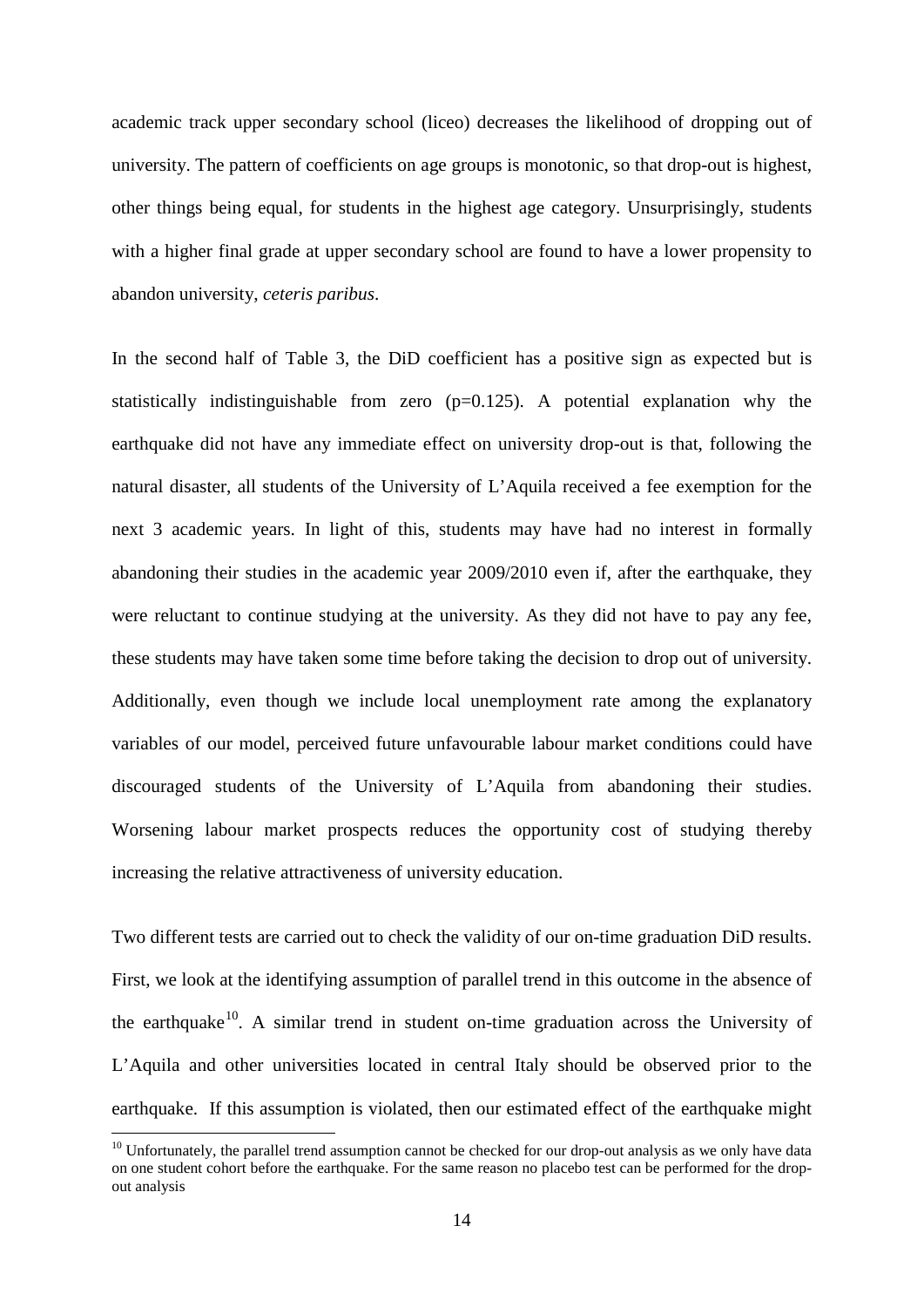academic track upper secondary school (liceo) decreases the likelihood of dropping out of university. The pattern of coefficients on age groups is monotonic, so that drop-out is highest, other things being equal, for students in the highest age category. Unsurprisingly, students with a higher final grade at upper secondary school are found to have a lower propensity to abandon university, *ceteris paribus*.

In the second half of Table 3, the DiD coefficient has a positive sign as expected but is statistically indistinguishable from zero (p=0.125). A potential explanation why the earthquake did not have any immediate effect on university drop-out is that, following the natural disaster, all students of the University of L'Aquila received a fee exemption for the next 3 academic years. In light of this, students may have had no interest in formally abandoning their studies in the academic year 2009/2010 even if, after the earthquake, they were reluctant to continue studying at the university. As they did not have to pay any fee, these students may have taken some time before taking the decision to drop out of university. Additionally, even though we include local unemployment rate among the explanatory variables of our model, perceived future unfavourable labour market conditions could have discouraged students of the University of L'Aquila from abandoning their studies. Worsening labour market prospects reduces the opportunity cost of studying thereby increasing the relative attractiveness of university education.

Two different tests are carried out to check the validity of our on-time graduation DiD results. First, we look at the identifying assumption of parallel trend in this outcome in the absence of the earthquake[10]. A similar trend in student on-time graduation across the University of L'Aquila and other universities located in central Italy should be observed prior to the earthquake. If this assumption is violated, then our estimated effect of the earthquake might

[10] Unfortunately, the parallel trend assumption cannot be checked for our drop-out analysis as we only have data on one student cohort before the earthquake. For the same reason no placebo test can be performed for the drop-out analysis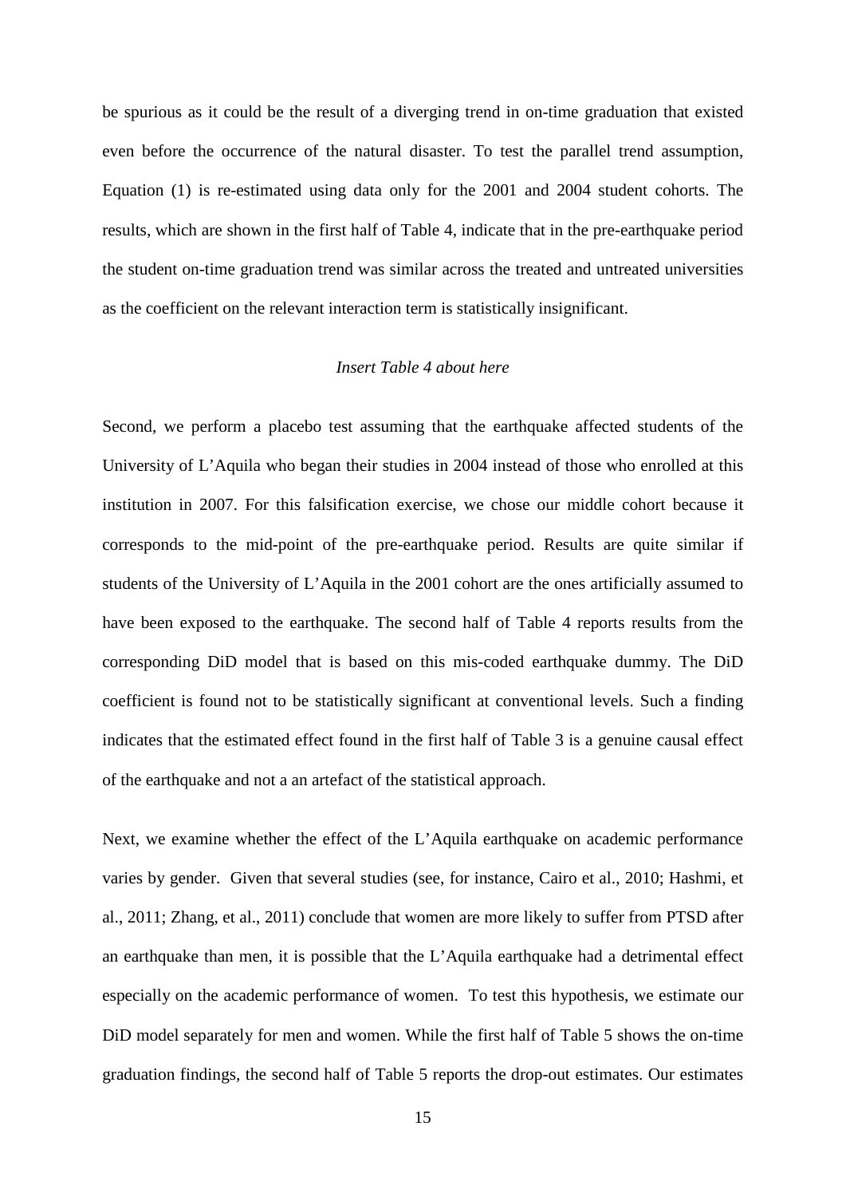be spurious as it could be the result of a diverging trend in on-time graduation that existed even before the occurrence of the natural disaster. To test the parallel trend assumption, Equation (1) is re-estimated using data only for the 2001 and 2004 student cohorts. The results, which are shown in the first half of Table 4, indicate that in the pre-earthquake period the student on-time graduation trend was similar across the treated and untreated universities as the coefficient on the relevant interaction term is statistically insignificant.

*Insert Table 4 about here*

Second, we perform a placebo test assuming that the earthquake affected students of the University of L'Aquila who began their studies in 2004 instead of those who enrolled at this institution in 2007. For this falsification exercise, we chose our middle cohort because it corresponds to the mid-point of the pre-earthquake period. Results are quite similar if students of the University of L'Aquila in the 2001 cohort are the ones artificially assumed to have been exposed to the earthquake. The second half of Table 4 reports results from the corresponding DiD model that is based on this mis-coded earthquake dummy. The DiD coefficient is found not to be statistically significant at conventional levels. Such a finding indicates that the estimated effect found in the first half of Table 3 is a genuine causal effect of the earthquake and not a an artefact of the statistical approach.

Next, we examine whether the effect of the L'Aquila earthquake on academic performance varies by gender. Given that several studies (see, for instance, Cairo et al., 2010; Hashmi, et al., 2011; Zhang, et al., 2011) conclude that women are more likely to suffer from PTSD after an earthquake than men, it is possible that the L'Aquila earthquake had a detrimental effect especially on the academic performance of women. To test this hypothesis, we estimate our DiD model separately for men and women. While the first half of Table 5 shows the on-time graduation findings, the second half of Table 5 reports the drop-out estimates. Our estimates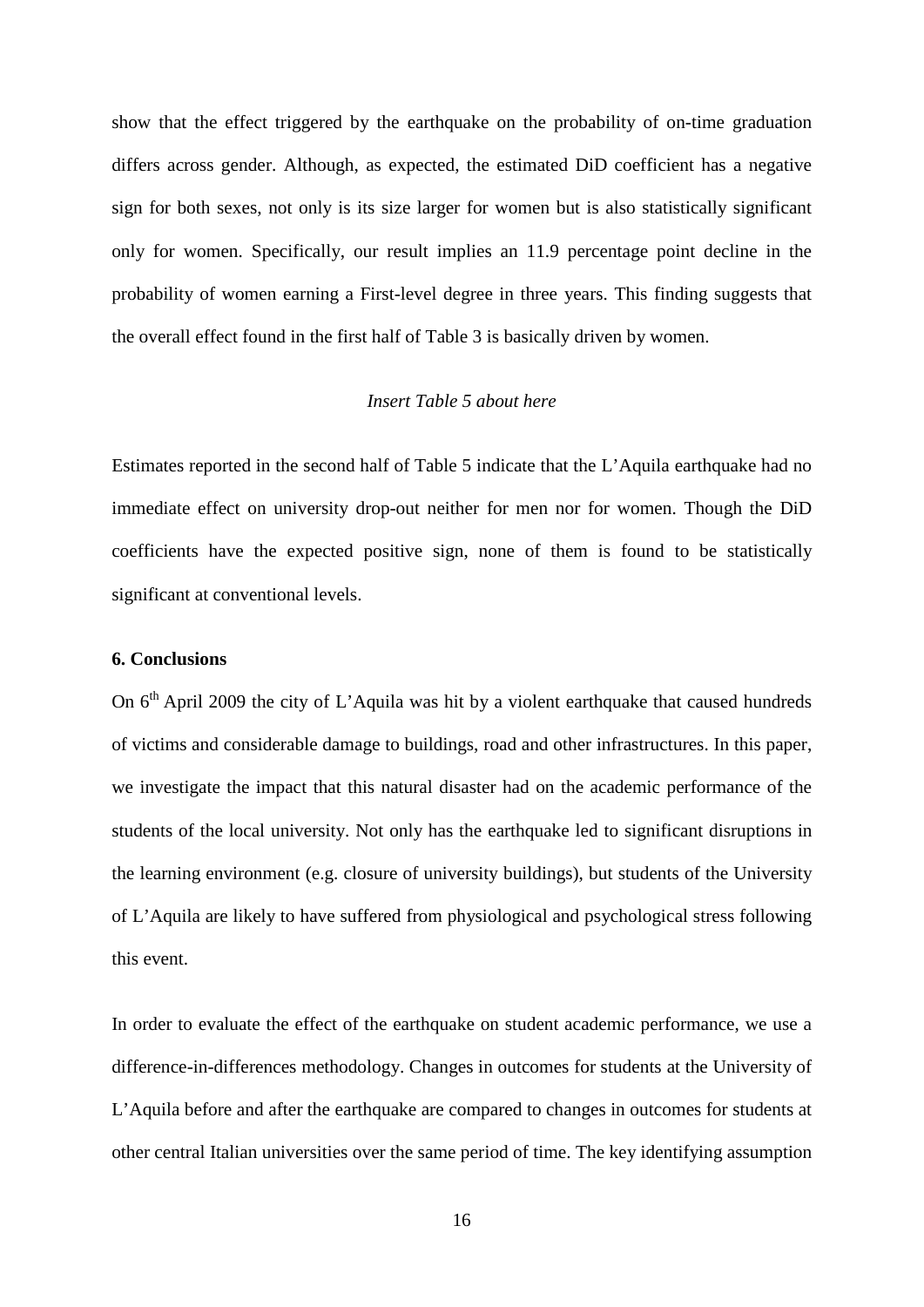show that the effect triggered by the earthquake on the probability of on-time graduation differs across gender. Although, as expected, the estimated DiD coefficient has a negative sign for both sexes, not only is its size larger for women but is also statistically significant only for women. Specifically, our result implies an 11.9 percentage point decline in the probability of women earning a First-level degree in three years. This finding suggests that the overall effect found in the first half of Table 3 is basically driven by women.

*Insert Table 5 about here*

Estimates reported in the second half of Table 5 indicate that the L'Aquila earthquake had no immediate effect on university drop-out neither for men nor for women. Though the DiD coefficients have the expected positive sign, none of them is found to be statistically significant at conventional levels.

**6. Conclusions**

On 6th April 2009 the city of L'Aquila was hit by a violent earthquake that caused hundreds of victims and considerable damage to buildings, road and other infrastructures. In this paper, we investigate the impact that this natural disaster had on the academic performance of the students of the local university. Not only has the earthquake led to significant disruptions in the learning environment (e.g. closure of university buildings), but students of the University of L'Aquila are likely to have suffered from physiological and psychological stress following this event.

In order to evaluate the effect of the earthquake on student academic performance, we use a difference-in-differences methodology. Changes in outcomes for students at the University of L'Aquila before and after the earthquake are compared to changes in outcomes for students at other central Italian universities over the same period of time. The key identifying assumption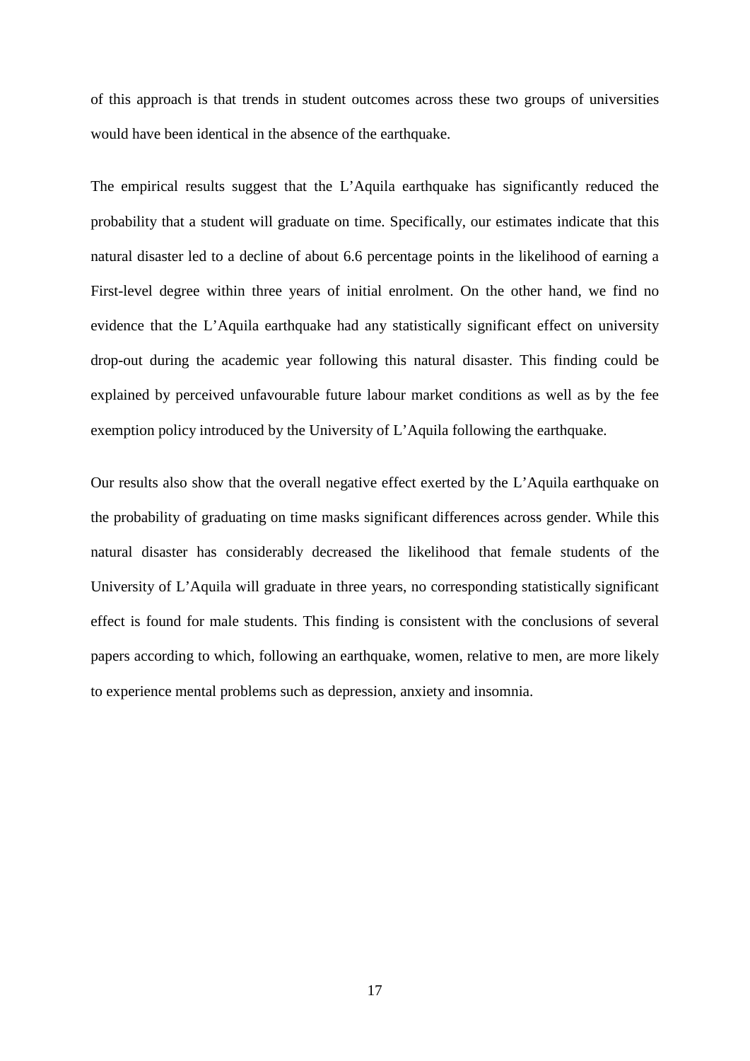of this approach is that trends in student outcomes across these two groups of universities would have been identical in the absence of the earthquake.

The empirical results suggest that the L'Aquila earthquake has significantly reduced the probability that a student will graduate on time. Specifically, our estimates indicate that this natural disaster led to a decline of about 6.6 percentage points in the likelihood of earning a First-level degree within three years of initial enrolment. On the other hand, we find no evidence that the L'Aquila earthquake had any statistically significant effect on university drop-out during the academic year following this natural disaster. This finding could be explained by perceived unfavourable future labour market conditions as well as by the fee exemption policy introduced by the University of L'Aquila following the earthquake.

Our results also show that the overall negative effect exerted by the L'Aquila earthquake on the probability of graduating on time masks significant differences across gender. While this natural disaster has considerably decreased the likelihood that female students of the University of L'Aquila will graduate in three years, no corresponding statistically significant effect is found for male students. This finding is consistent with the conclusions of several papers according to which, following an earthquake, women, relative to men, are more likely to experience mental problems such as depression, anxiety and insomnia.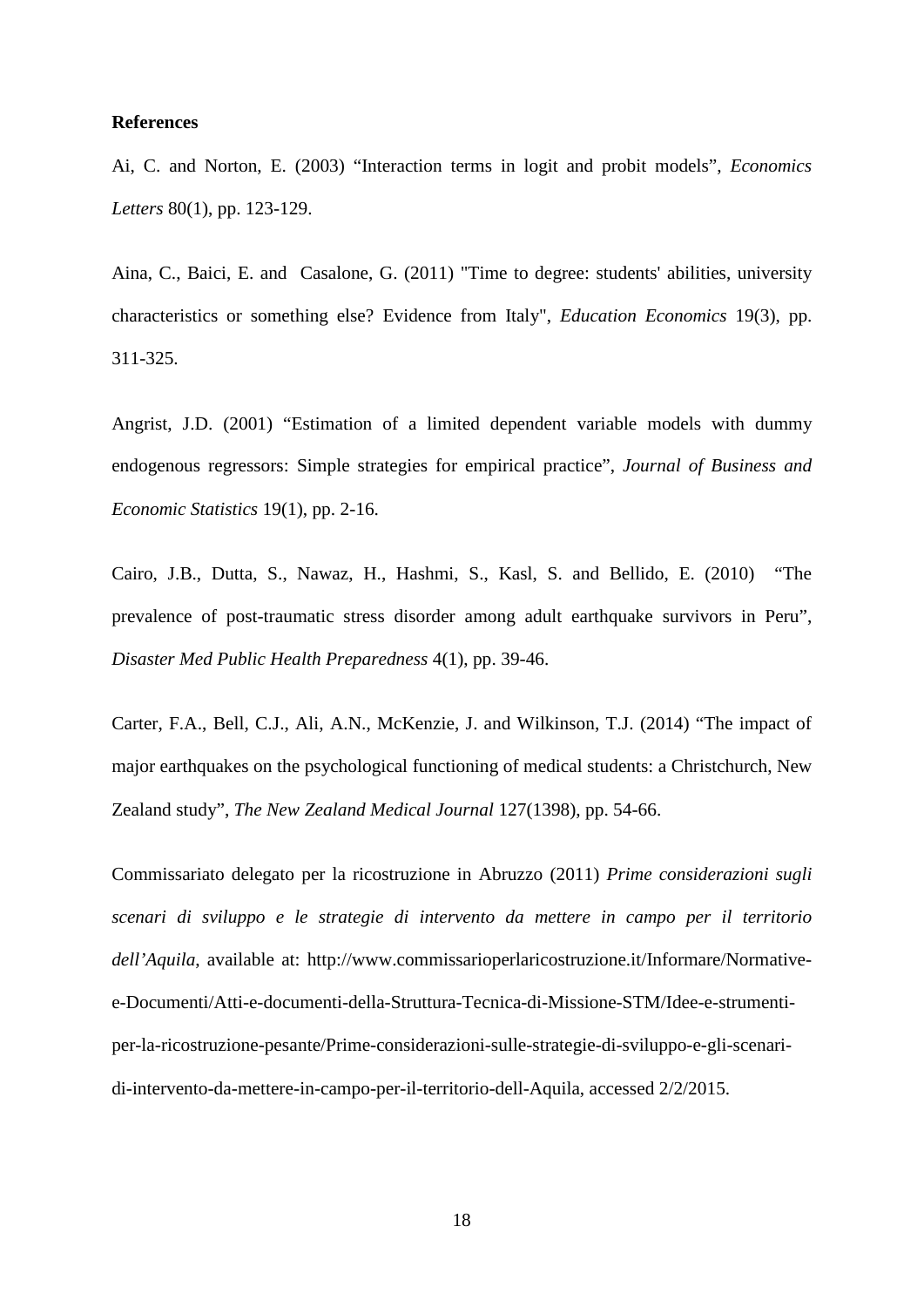**References**

Ai, C. and Norton, E. (2003) “Interaction terms in logit and probit models”, *Economics Letters* 80(1), pp. 123-129.

Aina, C., Baici, E. and Casalone, G. (2011) "Time to degree: students' abilities, university characteristics or something else? Evidence from Italy", *Education Economics* 19(3), pp. 311-325.

Angrist, J.D. (2001) “Estimation of a limited dependent variable models with dummy endogenous regressors: Simple strategies for empirical practice”, *Journal of Business and Economic Statistics* 19(1), pp. 2-16.

Cairo, J.B., Dutta, S., Nawaz, H., Hashmi, S., Kasl, S. and Bellido, E. (2010) “The prevalence of post-traumatic stress disorder among adult earthquake survivors in Peru”, *Disaster Med Public Health Preparedness* 4(1), pp. 39-46.

Carter, F.A., Bell, C.J., Ali, A.N., McKenzie, J. and Wilkinson, T.J. (2014) “The impact of major earthquakes on the psychological functioning of medical students: a Christchurch, New Zealand study”, *The New Zealand Medical Journal* 127(1398), pp. 54-66.

Commissariato delegato per la ricostruzione in Abruzzo (2011) *Prime considerazioni sugli scenari di sviluppo e le strategie di intervento da mettere in campo per il territorio dell’Aquila*, available at: http://www.commissarioperlaricostruzione.it/Informare/Normative-e-Documenti/Atti-e-documenti-della-Struttura-Tecnica-di-Missione-STM/Idee-e-strumenti-per-la-ricostruzione-pesante/Prime-considerazioni-sulle-strategie-di-sviluppo-e-gli-scenari-di-intervento-da-mettere-in-campo-per-il-territorio-dell-Aquila, accessed 2/2/2015.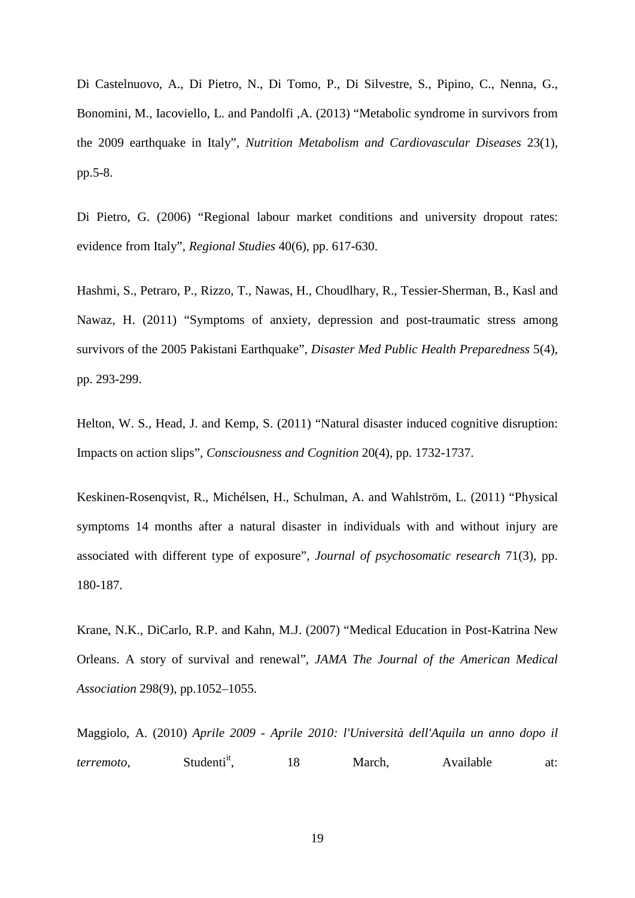Di Castelnuovo, A., Di Pietro, N., Di Tomo, P., Di Silvestre, S., Pipino, C., Nenna, G., Bonomini, M., Iacoviello, L. and Pandolfi ,A. (2013) "Metabolic syndrome in survivors from the 2009 earthquake in Italy", *Nutrition Metabolism and Cardiovascular Diseases* 23(1), pp.5-8.

Di Pietro, G. (2006) "Regional labour market conditions and university dropout rates: evidence from Italy", *Regional Studies* 40(6), pp. 617-630.

Hashmi, S., Petraro, P., Rizzo, T., Nawas, H., Choudlhary, R., Tessier-Sherman, B., Kasl and Nawaz, H. (2011) "Symptoms of anxiety, depression and post-traumatic stress among survivors of the 2005 Pakistani Earthquake", *Disaster Med Public Health Preparedness* 5(4), pp. 293-299.

Helton, W. S., Head, J. and Kemp, S. (2011) "Natural disaster induced cognitive disruption: Impacts on action slips", *Consciousness and Cognition* 20(4), pp. 1732-1737.

Keskinen-Rosenqvist, R., Michélsen, H., Schulman, A. and Wahlström, L. (2011) "Physical symptoms 14 months after a natural disaster in individuals with and without injury are associated with different type of exposure", *Journal of psychosomatic research* 71(3), pp. 180-187.

Krane, N.K., DiCarlo, R.P. and Kahn, M.J. (2007) "Medical Education in Post-Katrina New Orleans. A story of survival and renewal", *JAMA The Journal of the American Medical Association* 298(9), pp.1052–1055.

Maggiolo, A. (2010) *Aprile 2009 - Aprile 2010: l'Università dell'Aquila un anno dopo il terremoto*, Studenti[it], 18 March, Available at: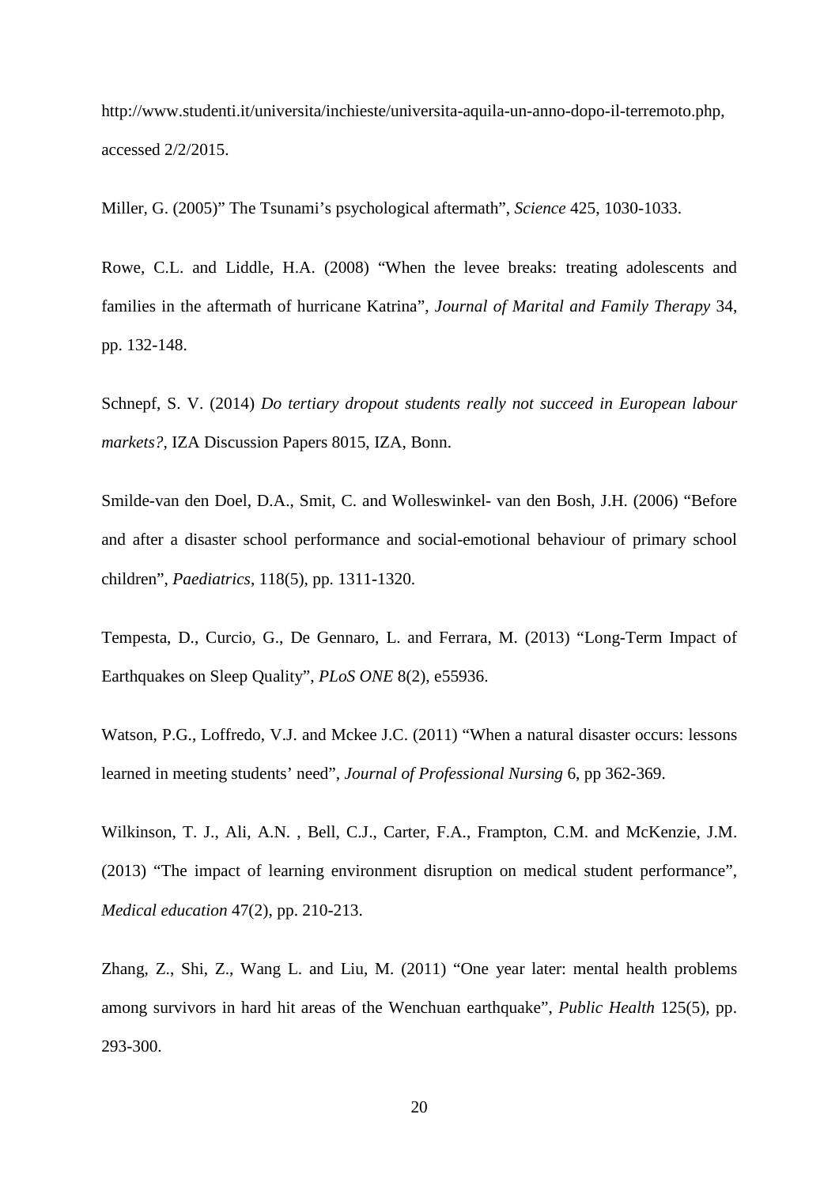http://www.studenti.it/universita/inchieste/universita-aquila-un-anno-dopo-il-terremoto.php, accessed 2/2/2015.

Miller, G. (2005)" The Tsunami's psychological aftermath", *Science* 425, 1030-1033.

Rowe, C.L. and Liddle, H.A. (2008) "When the levee breaks: treating adolescents and families in the aftermath of hurricane Katrina", *Journal of Marital and Family Therapy* 34, pp. 132-148.

Schnepf, S. V. (2014) *Do tertiary dropout students really not succeed in European labour markets?*, IZA Discussion Papers 8015, IZA, Bonn.

Smilde-van den Doel, D.A., Smit, C. and Wolleswinkel- van den Bosh, J.H. (2006) "Before and after a disaster school performance and social-emotional behaviour of primary school children", *Paediatrics*, 118(5), pp. 1311-1320.

Tempesta, D., Curcio, G., De Gennaro, L. and Ferrara, M. (2013) "Long-Term Impact of Earthquakes on Sleep Quality", *PLoS ONE* 8(2), e55936.

Watson, P.G., Loffredo, V.J. and Mckee J.C. (2011) "When a natural disaster occurs: lessons learned in meeting students' need", *Journal of Professional Nursing* 6, pp 362-369.

Wilkinson, T. J., Ali, A.N. , Bell, C.J., Carter, F.A., Frampton, C.M. and McKenzie, J.M. (2013) "The impact of learning environment disruption on medical student performance", *Medical education* 47(2), pp. 210-213.

Zhang, Z., Shi, Z., Wang L. and Liu, M. (2011) "One year later: mental health problems among survivors in hard hit areas of the Wenchuan earthquake", *Public Health* 125(5), pp. 293-300.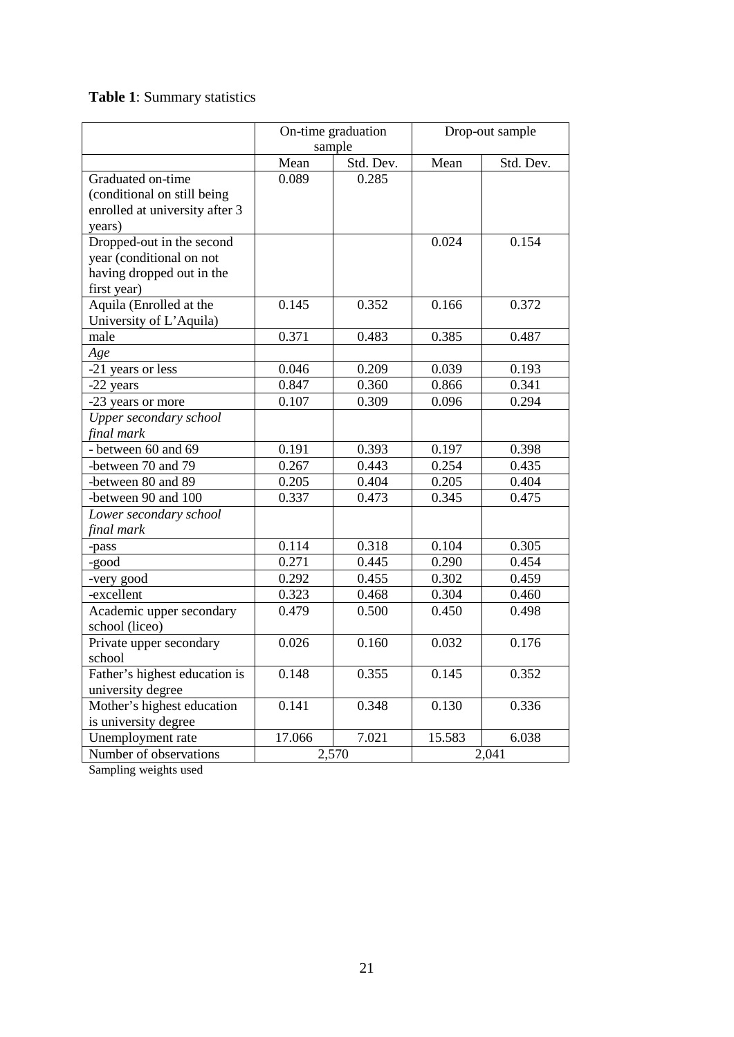**Table 1**: Summary statistics

| | On-time graduation sample | | Drop-out sample | |
|---|---|---|---|---|
| | Mean | Std. Dev. | Mean | Std. Dev. |
| Graduated on-time (conditional on still being enrolled at university after 3 years) | 0.089 | 0.285 | | |
| Dropped-out in the second year (conditional on not having dropped out in the first year) | | | 0.024 | 0.154 |
| Aquila (Enrolled at the University of L'Aquila) | 0.145 | 0.352 | 0.166 | 0.372 |
| male | 0.371 | 0.483 | 0.385 | 0.487 |
| *Age* | | | | |
| -21 years or less | 0.046 | 0.209 | 0.039 | 0.193 |
| -22 years | 0.847 | 0.360 | 0.866 | 0.341 |
| -23 years or more | 0.107 | 0.309 | 0.096 | 0.294 |
| *Upper secondary school final mark* | | | | |
| - between 60 and 69 | 0.191 | 0.393 | 0.197 | 0.398 |
| -between 70 and 79 | 0.267 | 0.443 | 0.254 | 0.435 |
| -between 80 and 89 | 0.205 | 0.404 | 0.205 | 0.404 |
| -between 90 and 100 | 0.337 | 0.473 | 0.345 | 0.475 |
| *Lower secondary school final mark* | | | | |
| -pass | 0.114 | 0.318 | 0.104 | 0.305 |
| -good | 0.271 | 0.445 | 0.290 | 0.454 |
| -very good | 0.292 | 0.455 | 0.302 | 0.459 |
| -excellent | 0.323 | 0.468 | 0.304 | 0.460 |
| Academic upper secondary school (liceo) | 0.479 | 0.500 | 0.450 | 0.498 |
| Private upper secondary school | 0.026 | 0.160 | 0.032 | 0.176 |
| Father's highest education is university degree | 0.148 | 0.355 | 0.145 | 0.352 |
| Mother's highest education is university degree | 0.141 | 0.348 | 0.130 | 0.336 |
| Unemployment rate | 17.066 | 7.021 | 15.583 | 6.038 |
| Number of observations | 2,570 | | 2,041 | |

Sampling weights used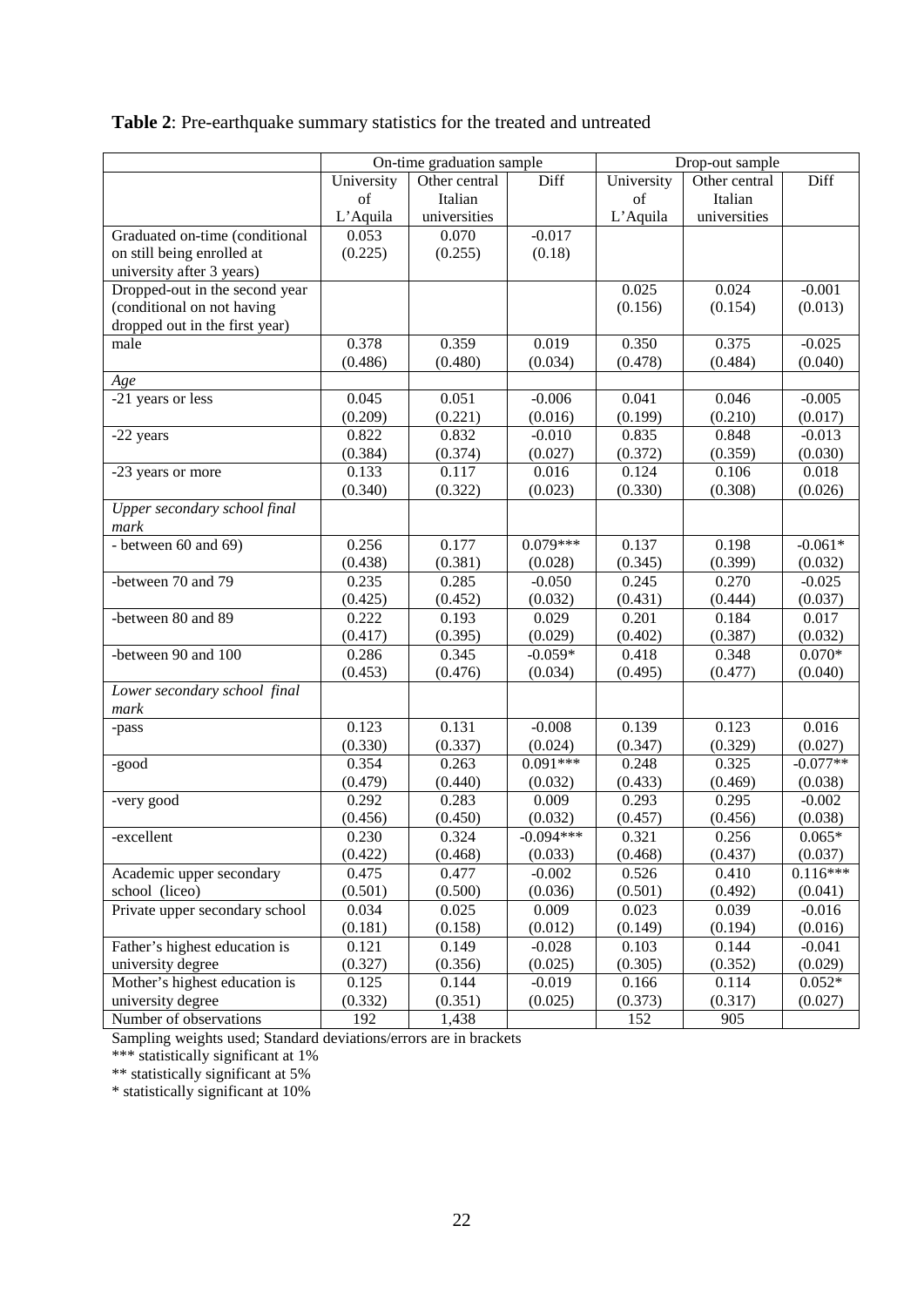**Table 2**: Pre-earthquake summary statistics for the treated and untreated

| | On-time graduation sample | | | Drop-out sample | | |
|---|---|---|---|---|---|---|
| | University of L'Aquila | Other central Italian universities | Diff | University of L'Aquila | Other central Italian universities | Diff |
| Graduated on-time (conditional on still being enrolled at university after 3 years) | 0.053 | 0.070 | -0.017 | | | |
| | (0.225) | (0.255) | (0.18) | | | |
| Dropped-out in the second year (conditional on not having dropped out in the first year) | | | | 0.025 | 0.024 | -0.001 |
| | | | | (0.156) | (0.154) | (0.013) |
| male | 0.378 | 0.359 | 0.019 | 0.350 | 0.375 | -0.025 |
| | (0.486) | (0.480) | (0.034) | (0.478) | (0.484) | (0.040) |
| *Age* | | | | | | |
| -21 years or less | 0.045 | 0.051 | -0.006 | 0.041 | 0.046 | -0.005 |
| | (0.209) | (0.221) | (0.016) | (0.199) | (0.210) | (0.017) |
| -22 years | 0.822 | 0.832 | -0.010 | 0.835 | 0.848 | -0.013 |
| | (0.384) | (0.374) | (0.027) | (0.372) | (0.359) | (0.030) |
| -23 years or more | 0.133 | 0.117 | 0.016 | 0.124 | 0.106 | 0.018 |
| | (0.340) | (0.322) | (0.023) | (0.330) | (0.308) | (0.026) |
| *Upper secondary school final mark* | | | | | | |
| - between 60 and 69) | 0.256 | 0.177 | 0.079*** | 0.137 | 0.198 | -0.061* |
| | (0.438) | (0.381) | (0.028) | (0.345) | (0.399) | (0.032) |
| -between 70 and 79 | 0.235 | 0.285 | -0.050 | 0.245 | 0.270 | -0.025 |
| | (0.425) | (0.452) | (0.032) | (0.431) | (0.444) | (0.037) |
| -between 80 and 89 | 0.222 | 0.193 | 0.029 | 0.201 | 0.184 | 0.017 |
| | (0.417) | (0.395) | (0.029) | (0.402) | (0.387) | (0.032) |
| -between 90 and 100 | 0.286 | 0.345 | -0.059* | 0.418 | 0.348 | 0.070* |
| | (0.453) | (0.476) | (0.034) | (0.495) | (0.477) | (0.040) |
| *Lower secondary school final mark* | | | | | | |
| -pass | 0.123 | 0.131 | -0.008 | 0.139 | 0.123 | 0.016 |
| | (0.330) | (0.337) | (0.024) | (0.347) | (0.329) | (0.027) |
| -good | 0.354 | 0.263 | 0.091*** | 0.248 | 0.325 | -0.077** |
| | (0.479) | (0.440) | (0.032) | (0.433) | (0.469) | (0.038) |
| -very good | 0.292 | 0.283 | 0.009 | 0.293 | 0.295 | -0.002 |
| | (0.456) | (0.450) | (0.032) | (0.457) | (0.456) | (0.038) |
| -excellent | 0.230 | 0.324 | -0.094*** | 0.321 | 0.256 | 0.065* |
| | (0.422) | (0.468) | (0.033) | (0.468) | (0.437) | (0.037) |
| Academic upper secondary school (liceo) | 0.475 | 0.477 | -0.002 | 0.526 | 0.410 | 0.116*** |
| | (0.501) | (0.500) | (0.036) | (0.501) | (0.492) | (0.041) |
| Private upper secondary school | 0.034 | 0.025 | 0.009 | 0.023 | 0.039 | -0.016 |
| | (0.181) | (0.158) | (0.012) | (0.149) | (0.194) | (0.016) |
| Father's highest education is university degree | 0.121 | 0.149 | -0.028 | 0.103 | 0.144 | -0.041 |
| | (0.327) | (0.356) | (0.025) | (0.305) | (0.352) | (0.029) |
| Mother's highest education is university degree | 0.125 | 0.144 | -0.019 | 0.166 | 0.114 | 0.052* |
| | (0.332) | (0.351) | (0.025) | (0.373) | (0.317) | (0.027) |
| Number of observations | 192 | 1,438 | | 152 | 905 | |

Sampling weights used; Standard deviations/errors are in brackets

*** statistically significant at 1%

** statistically significant at 5%

* statistically significant at 10%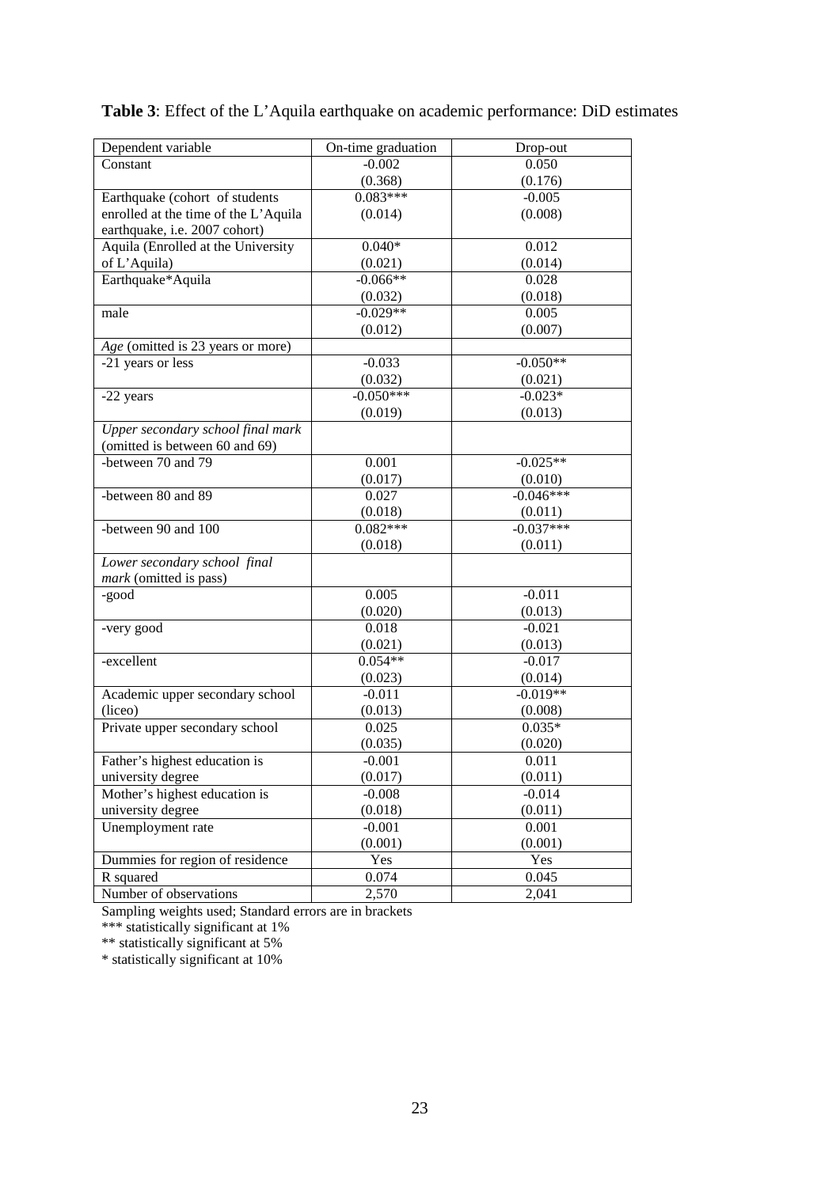**Table 3**: Effect of the L'Aquila earthquake on academic performance: DiD estimates

| Dependent variable | On-time graduation | Drop-out |
|---|---|---|
| Constant | -0.002 | 0.050 |
| | (0.368) | (0.176) |
| Earthquake (cohort of students enrolled at the time of the L'Aquila earthquake, i.e. 2007 cohort) | 0.083*** | -0.005 |
| | (0.014) | (0.008) |
| Aquila (Enrolled at the University of L'Aquila) | 0.040* | 0.012 |
| | (0.021) | (0.014) |
| Earthquake*Aquila | -0.066** | 0.028 |
| | (0.032) | (0.018) |
| male | -0.029** | 0.005 |
| | (0.012) | (0.007) |
| *Age* (omitted is 23 years or more) | | |
| -21 years or less | -0.033 | -0.050** |
| | (0.032) | (0.021) |
| -22 years | -0.050*** | -0.023* |
| | (0.019) | (0.013) |
| *Upper secondary school final mark* (omitted is between 60 and 69) | | |
| -between 70 and 79 | 0.001 | -0.025** |
| | (0.017) | (0.010) |
| -between 80 and 89 | 0.027 | -0.046*** |
| | (0.018) | (0.011) |
| -between 90 and 100 | 0.082*** | -0.037*** |
| | (0.018) | (0.011) |
| *Lower secondary school final mark* (omitted is pass) | | |
| -good | 0.005 | -0.011 |
| | (0.020) | (0.013) |
| -very good | 0.018 | -0.021 |
| | (0.021) | (0.013) |
| -excellent | 0.054** | -0.017 |
| | (0.023) | (0.014) |
| Academic upper secondary school (liceo) | -0.011 | -0.019** |
| | (0.013) | (0.008) |
| Private upper secondary school | 0.025 | 0.035* |
| | (0.035) | (0.020) |
| Father's highest education is university degree | -0.001 | 0.011 |
| | (0.017) | (0.011) |
| Mother's highest education is university degree | -0.008 | -0.014 |
| | (0.018) | (0.011) |
| Unemployment rate | -0.001 | 0.001 |
| | (0.001) | (0.001) |
| Dummies for region of residence | Yes | Yes |
| R squared | 0.074 | 0.045 |
| Number of observations | 2,570 | 2,041 |

Sampling weights used; Standard errors are in brackets

*** statistically significant at 1%

** statistically significant at 5%

\* statistically significant at 10%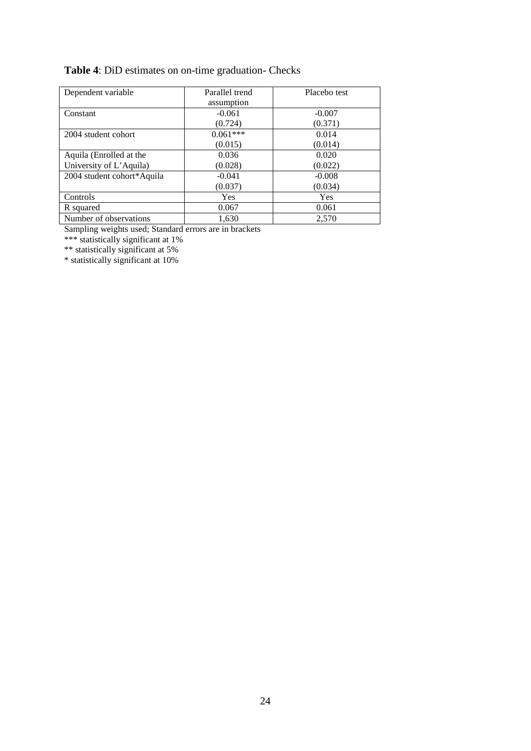**Table 4**: DiD estimates on on-time graduation- Checks

| Dependent variable | Parallel trend assumption | Placebo test |
|---|---|---|
| Constant | -0.061<br>(0.724) | -0.007<br>(0.371) |
| 2004 student cohort | 0.061***<br>(0.015) | 0.014<br>(0.014) |
| Aquila (Enrolled at the University of L'Aquila) | 0.036<br>(0.028) | 0.020<br>(0.022) |
| 2004 student cohort*Aquila | -0.041<br>(0.037) | -0.008<br>(0.034) |
| Controls | Yes | Yes |
| R squared | 0.067 | 0.061 |
| Number of observations | 1,630 | 2,570 |

Sampling weights used; Standard errors are in brackets

*** statistically significant at 1%

** statistically significant at 5%

* statistically significant at 10%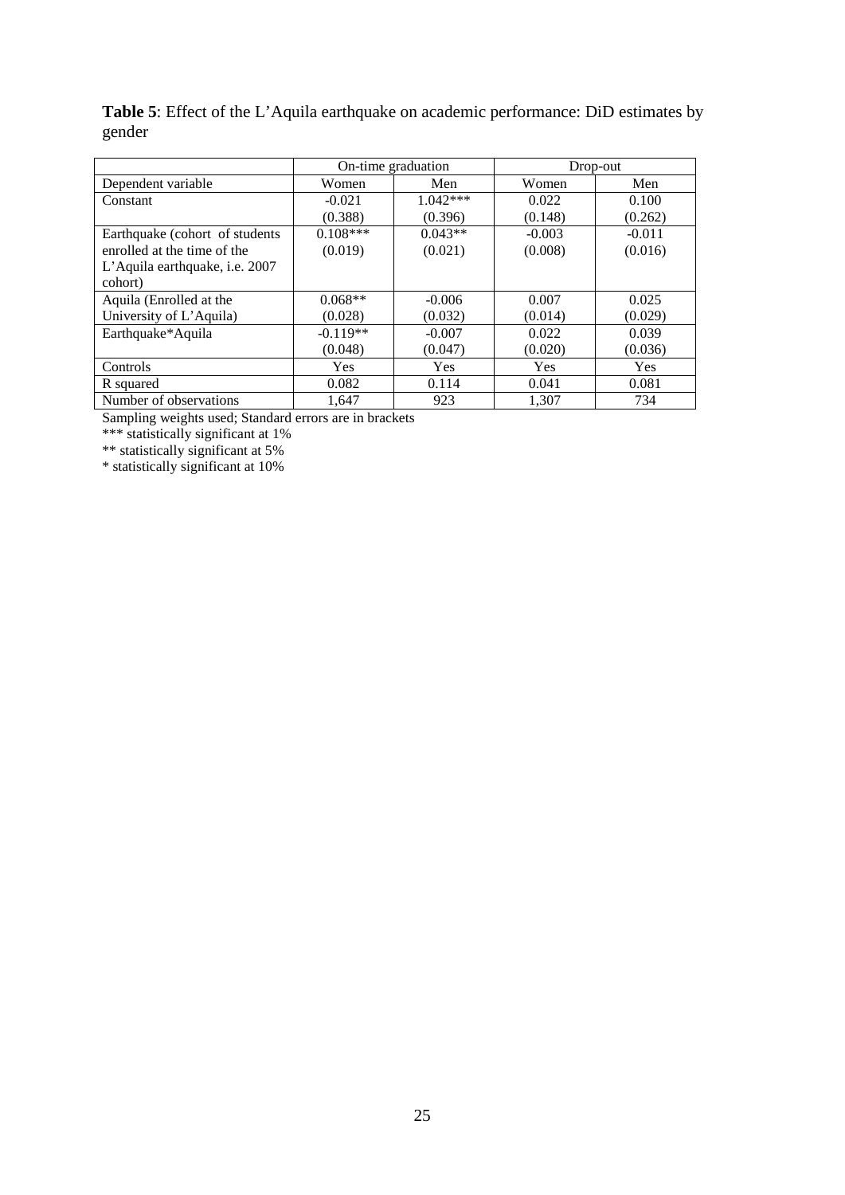**Table 5**: Effect of the L'Aquila earthquake on academic performance: DiD estimates by gender

| | On-time graduation | | Drop-out | |
|---|---|---|---|---|
| Dependent variable | Women | Men | Women | Men |
| Constant | -0.021 | 1.042*** | 0.022 | 0.100 |
| | (0.388) | (0.396) | (0.148) | (0.262) |
| Earthquake (cohort of students enrolled at the time of the L'Aquila earthquake, i.e. 2007 cohort) | 0.108*** | 0.043** | -0.003 | -0.011 |
| | (0.019) | (0.021) | (0.008) | (0.016) |
| Aquila (Enrolled at the University of L'Aquila) | 0.068** | -0.006 | 0.007 | 0.025 |
| | (0.028) | (0.032) | (0.014) | (0.029) |
| Earthquake*Aquila | -0.119** | -0.007 | 0.022 | 0.039 |
| | (0.048) | (0.047) | (0.020) | (0.036) |
| Controls | Yes | Yes | Yes | Yes |
| R squared | 0.082 | 0.114 | 0.041 | 0.081 |
| Number of observations | 1,647 | 923 | 1,307 | 734 |

Sampling weights used; Standard errors are in brackets

*** statistically significant at 1%

** statistically significant at 5%

* statistically significant at 10%